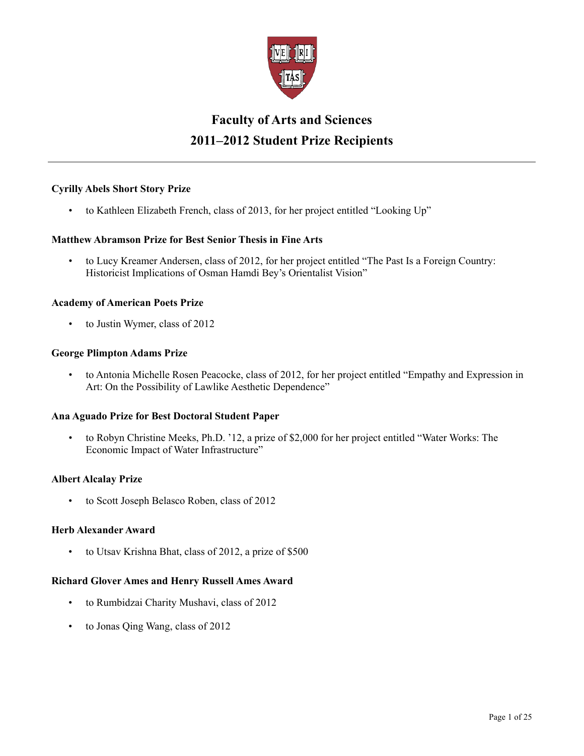# Faculty of Arts and Sciences
# 2011–2012 Student Prize Recipients

---

**Cyrilly Abels Short Story Prize**

- to Kathleen Elizabeth French, class of 2013, for her project entitled "Looking Up"

**Matthew Abramson Prize for Best Senior Thesis in Fine Arts**

- to Lucy Kreamer Andersen, class of 2012, for her project entitled "The Past Is a Foreign Country: Historicist Implications of Osman Hamdi Bey's Orientalist Vision"

**Academy of American Poets Prize**

- to Justin Wymer, class of 2012

**George Plimpton Adams Prize**

- to Antonia Michelle Rosen Peacocke, class of 2012, for her project entitled "Empathy and Expression in Art: On the Possibility of Lawlike Aesthetic Dependence"

**Ana Aguado Prize for Best Doctoral Student Paper**

- to Robyn Christine Meeks, Ph.D. '12, a prize of $2,000 for her project entitled "Water Works: The Economic Impact of Water Infrastructure"

**Albert Alcalay Prize**

- to Scott Joseph Belasco Roben, class of 2012

**Herb Alexander Award**

- to Utsav Krishna Bhat, class of 2012, a prize of $500

**Richard Glover Ames and Henry Russell Ames Award**

- to Rumbidzai Charity Mushavi, class of 2012
- to Jonas Qing Wang, class of 2012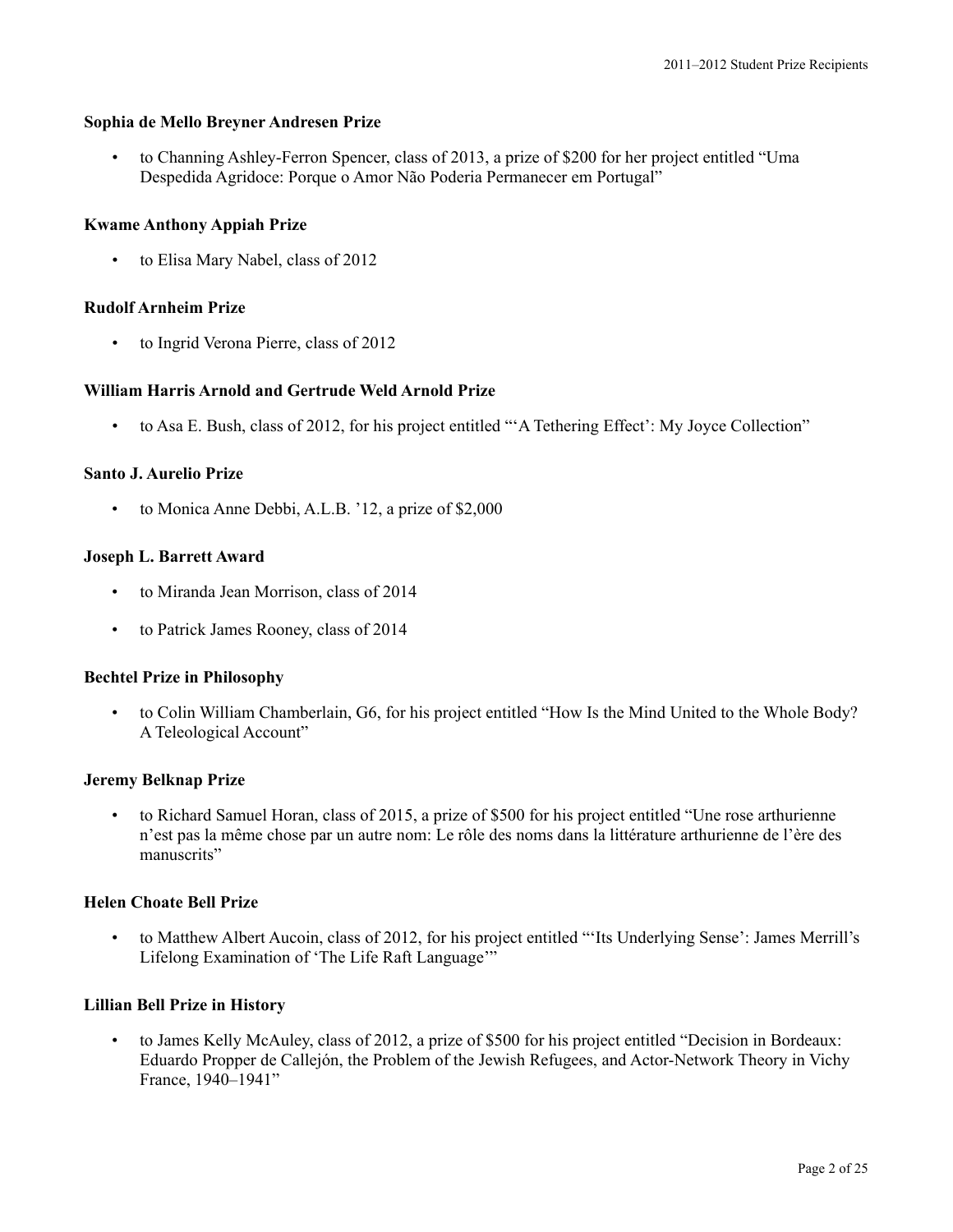**Sophia de Mello Breyner Andresen Prize**

- to Channing Ashley-Ferron Spencer, class of 2013, a prize of $200 for her project entitled "Uma Despedida Agridoce: Porque o Amor Não Poderia Permanecer em Portugal"

**Kwame Anthony Appiah Prize**

- to Elisa Mary Nabel, class of 2012

**Rudolf Arnheim Prize**

- to Ingrid Verona Pierre, class of 2012

**William Harris Arnold and Gertrude Weld Arnold Prize**

- to Asa E. Bush, class of 2012, for his project entitled "'A Tethering Effect': My Joyce Collection"

**Santo J. Aurelio Prize**

- to Monica Anne Debbi, A.L.B. '12, a prize of $2,000

**Joseph L. Barrett Award**

- to Miranda Jean Morrison, class of 2014
- to Patrick James Rooney, class of 2014

**Bechtel Prize in Philosophy**

- to Colin William Chamberlain, G6, for his project entitled "How Is the Mind United to the Whole Body? A Teleological Account"

**Jeremy Belknap Prize**

- to Richard Samuel Horan, class of 2015, a prize of $500 for his project entitled "Une rose arthurienne n'est pas la même chose par un autre nom: Le rôle des noms dans la littérature arthurienne de l'ère des manuscrits"

**Helen Choate Bell Prize**

- to Matthew Albert Aucoin, class of 2012, for his project entitled "'Its Underlying Sense': James Merrill's Lifelong Examination of 'The Life Raft Language'"

**Lillian Bell Prize in History**

- to James Kelly McAuley, class of 2012, a prize of $500 for his project entitled "Decision in Bordeaux: Eduardo Propper de Callejón, the Problem of the Jewish Refugees, and Actor-Network Theory in Vichy France, 1940–1941"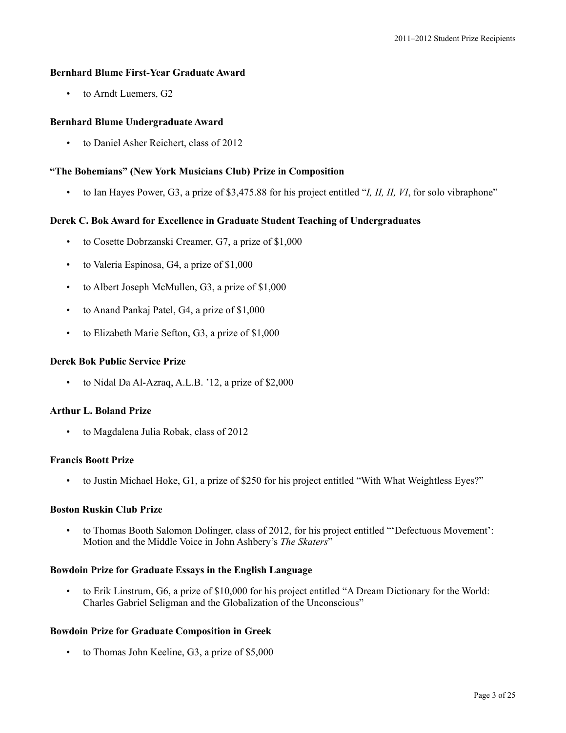### Bernhard Blume First-Year Graduate Award

- to Arndt Luemers, G2

### Bernhard Blume Undergraduate Award

- to Daniel Asher Reichert, class of 2012

### "The Bohemians" (New York Musicians Club) Prize in Composition

- to Ian Hayes Power, G3, a prize of $3,475.88 for his project entitled "*I, II, II, VI*, for solo vibraphone"

### Derek C. Bok Award for Excellence in Graduate Student Teaching of Undergraduates

- to Cosette Dobrzanski Creamer, G7, a prize of $1,000
- to Valeria Espinosa, G4, a prize of $1,000
- to Albert Joseph McMullen, G3, a prize of $1,000
- to Anand Pankaj Patel, G4, a prize of $1,000
- to Elizabeth Marie Sefton, G3, a prize of $1,000

### Derek Bok Public Service Prize

- to Nidal Da Al-Azraq, A.L.B. '12, a prize of $2,000

### Arthur L. Boland Prize

- to Magdalena Julia Robak, class of 2012

### Francis Boott Prize

- to Justin Michael Hoke, G1, a prize of $250 for his project entitled "With What Weightless Eyes?"

### Boston Ruskin Club Prize

- to Thomas Booth Salomon Dolinger, class of 2012, for his project entitled "'Defectuous Movement': Motion and the Middle Voice in John Ashbery's *The Skaters*"

### Bowdoin Prize for Graduate Essays in the English Language

- to Erik Linstrum, G6, a prize of $10,000 for his project entitled "A Dream Dictionary for the World: Charles Gabriel Seligman and the Globalization of the Unconscious"

### Bowdoin Prize for Graduate Composition in Greek

- to Thomas John Keeline, G3, a prize of $5,000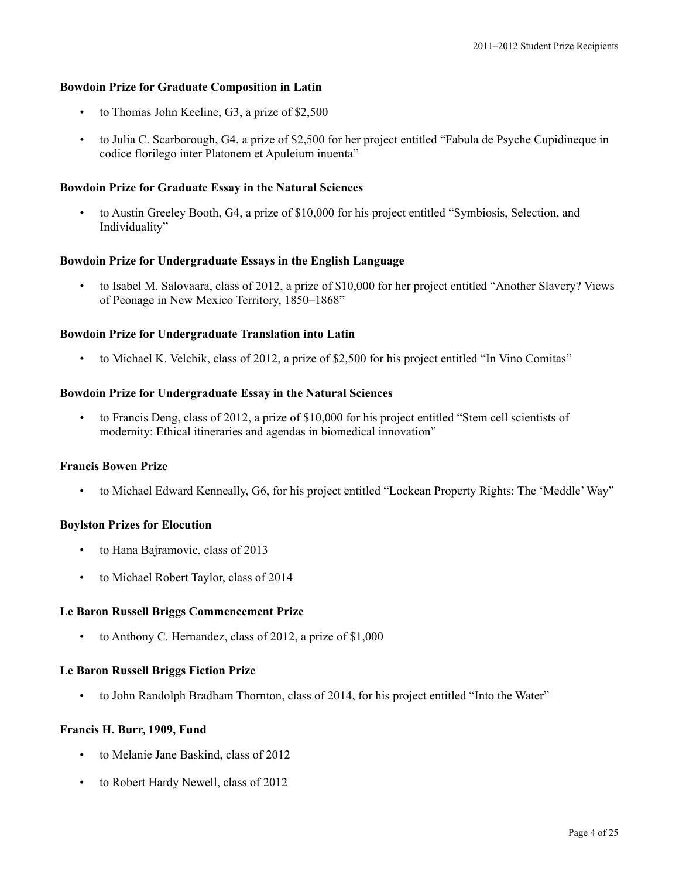**Bowdoin Prize for Graduate Composition in Latin**

- to Thomas John Keeline, G3, a prize of $2,500
- to Julia C. Scarborough, G4, a prize of $2,500 for her project entitled "Fabula de Psyche Cupidineque in codice florilego inter Platonem et Apuleium inuenta"

**Bowdoin Prize for Graduate Essay in the Natural Sciences**

- to Austin Greeley Booth, G4, a prize of $10,000 for his project entitled "Symbiosis, Selection, and Individuality"

**Bowdoin Prize for Undergraduate Essays in the English Language**

- to Isabel M. Salovaara, class of 2012, a prize of $10,000 for her project entitled "Another Slavery? Views of Peonage in New Mexico Territory, 1850–1868"

**Bowdoin Prize for Undergraduate Translation into Latin**

- to Michael K. Velchik, class of 2012, a prize of $2,500 for his project entitled "In Vino Comitas"

**Bowdoin Prize for Undergraduate Essay in the Natural Sciences**

- to Francis Deng, class of 2012, a prize of $10,000 for his project entitled "Stem cell scientists of modernity: Ethical itineraries and agendas in biomedical innovation"

**Francis Bowen Prize**

- to Michael Edward Kenneally, G6, for his project entitled "Lockean Property Rights: The 'Meddle' Way"

**Boylston Prizes for Elocution**

- to Hana Bajramovic, class of 2013
- to Michael Robert Taylor, class of 2014

**Le Baron Russell Briggs Commencement Prize**

- to Anthony C. Hernandez, class of 2012, a prize of $1,000

**Le Baron Russell Briggs Fiction Prize**

- to John Randolph Bradham Thornton, class of 2014, for his project entitled "Into the Water"

**Francis H. Burr, 1909, Fund**

- to Melanie Jane Baskind, class of 2012
- to Robert Hardy Newell, class of 2012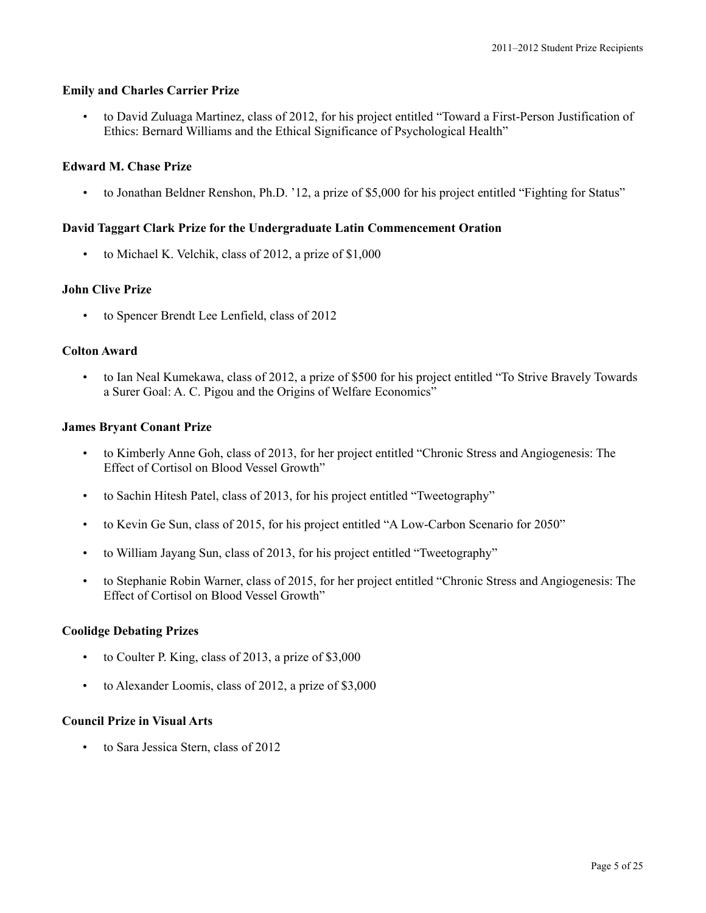**Emily and Charles Carrier Prize**

- to David Zuluaga Martinez, class of 2012, for his project entitled "Toward a First-Person Justification of Ethics: Bernard Williams and the Ethical Significance of Psychological Health"

**Edward M. Chase Prize**

- to Jonathan Beldner Renshon, Ph.D. '12, a prize of $5,000 for his project entitled "Fighting for Status"

**David Taggart Clark Prize for the Undergraduate Latin Commencement Oration**

- to Michael K. Velchik, class of 2012, a prize of $1,000

**John Clive Prize**

- to Spencer Brendt Lee Lenfield, class of 2012

**Colton Award**

- to Ian Neal Kumekawa, class of 2012, a prize of $500 for his project entitled "To Strive Bravely Towards a Surer Goal: A. C. Pigou and the Origins of Welfare Economics"

**James Bryant Conant Prize**

- to Kimberly Anne Goh, class of 2013, for her project entitled "Chronic Stress and Angiogenesis: The Effect of Cortisol on Blood Vessel Growth"
- to Sachin Hitesh Patel, class of 2013, for his project entitled "Tweetography"
- to Kevin Ge Sun, class of 2015, for his project entitled "A Low-Carbon Scenario for 2050"
- to William Jayang Sun, class of 2013, for his project entitled "Tweetography"
- to Stephanie Robin Warner, class of 2015, for her project entitled "Chronic Stress and Angiogenesis: The Effect of Cortisol on Blood Vessel Growth"

**Coolidge Debating Prizes**

- to Coulter P. King, class of 2013, a prize of $3,000
- to Alexander Loomis, class of 2012, a prize of $3,000

**Council Prize in Visual Arts**

- to Sara Jessica Stern, class of 2012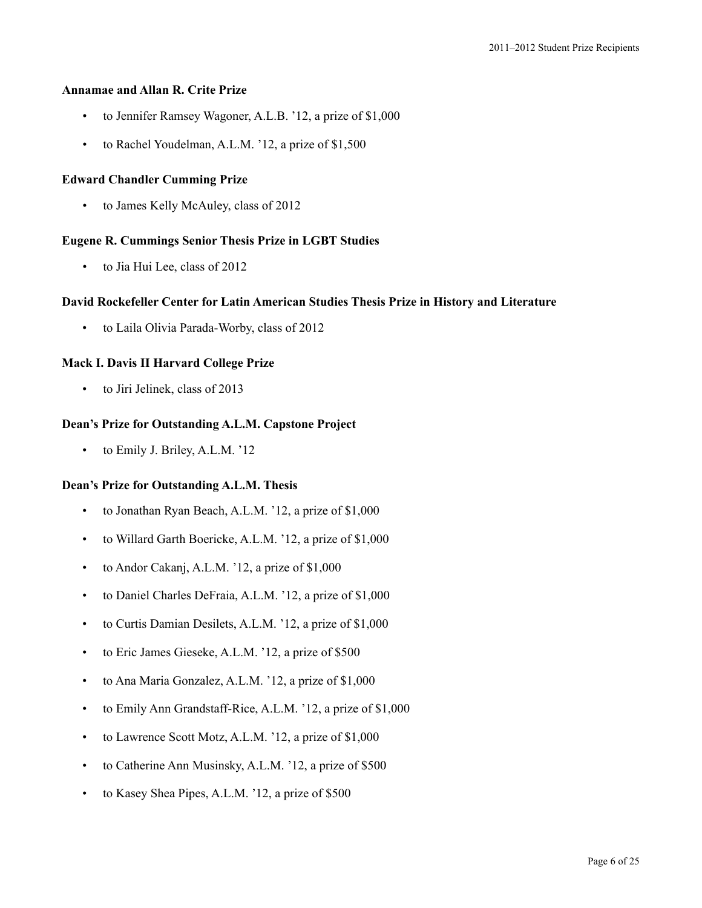**Annamae and Allan R. Crite Prize**

- to Jennifer Ramsey Wagoner, A.L.B. '12, a prize of $1,000
- to Rachel Youdelman, A.L.M. '12, a prize of $1,500

**Edward Chandler Cumming Prize**

- to James Kelly McAuley, class of 2012

**Eugene R. Cummings Senior Thesis Prize in LGBT Studies**

- to Jia Hui Lee, class of 2012

**David Rockefeller Center for Latin American Studies Thesis Prize in History and Literature**

- to Laila Olivia Parada-Worby, class of 2012

**Mack I. Davis II Harvard College Prize**

- to Jiri Jelinek, class of 2013

**Dean's Prize for Outstanding A.L.M. Capstone Project**

- to Emily J. Briley, A.L.M. '12

**Dean's Prize for Outstanding A.L.M. Thesis**

- to Jonathan Ryan Beach, A.L.M. '12, a prize of $1,000
- to Willard Garth Boericke, A.L.M. '12, a prize of $1,000
- to Andor Cakanj, A.L.M. '12, a prize of $1,000
- to Daniel Charles DeFraia, A.L.M. '12, a prize of $1,000
- to Curtis Damian Desilets, A.L.M. '12, a prize of $1,000
- to Eric James Gieseke, A.L.M. '12, a prize of $500
- to Ana Maria Gonzalez, A.L.M. '12, a prize of $1,000
- to Emily Ann Grandstaff-Rice, A.L.M. '12, a prize of $1,000
- to Lawrence Scott Motz, A.L.M. '12, a prize of $1,000
- to Catherine Ann Musinsky, A.L.M. '12, a prize of $500
- to Kasey Shea Pipes, A.L.M. '12, a prize of $500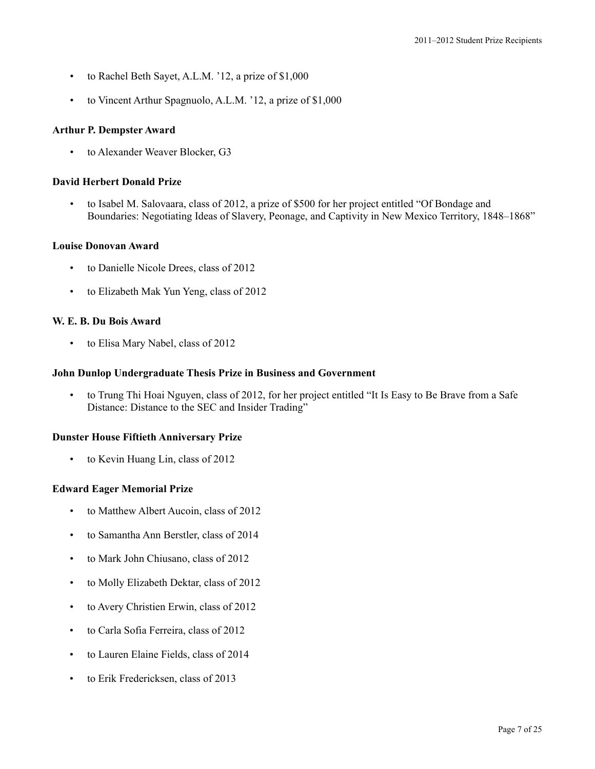- to Rachel Beth Sayet, A.L.M. ’12, a prize of $1,000
- to Vincent Arthur Spagnuolo, A.L.M. ’12, a prize of $1,000

**Arthur P. Dempster Award**

- to Alexander Weaver Blocker, G3

**David Herbert Donald Prize**

- to Isabel M. Salovaara, class of 2012, a prize of $500 for her project entitled “Of Bondage and Boundaries: Negotiating Ideas of Slavery, Peonage, and Captivity in New Mexico Territory, 1848–1868”

**Louise Donovan Award**

- to Danielle Nicole Drees, class of 2012
- to Elizabeth Mak Yun Yeng, class of 2012

**W. E. B. Du Bois Award**

- to Elisa Mary Nabel, class of 2012

**John Dunlop Undergraduate Thesis Prize in Business and Government**

- to Trung Thi Hoai Nguyen, class of 2012, for her project entitled “It Is Easy to Be Brave from a Safe Distance: Distance to the SEC and Insider Trading”

**Dunster House Fiftieth Anniversary Prize**

- to Kevin Huang Lin, class of 2012

**Edward Eager Memorial Prize**

- to Matthew Albert Aucoin, class of 2012
- to Samantha Ann Berstler, class of 2014
- to Mark John Chiusano, class of 2012
- to Molly Elizabeth Dektar, class of 2012
- to Avery Christien Erwin, class of 2012
- to Carla Sofia Ferreira, class of 2012
- to Lauren Elaine Fields, class of 2014
- to Erik Fredericksen, class of 2013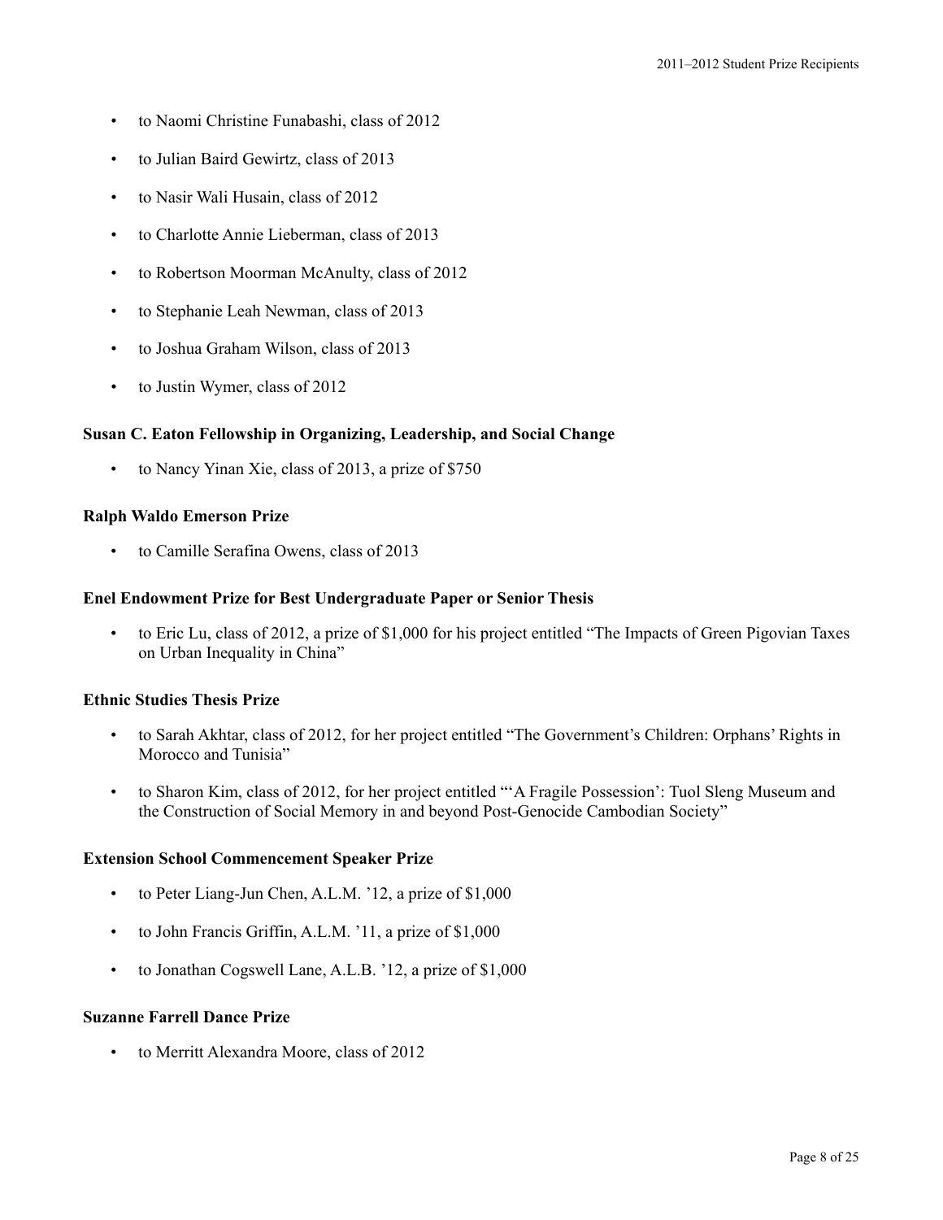- to Naomi Christine Funabashi, class of 2012
- to Julian Baird Gewirtz, class of 2013
- to Nasir Wali Husain, class of 2012
- to Charlotte Annie Lieberman, class of 2013
- to Robertson Moorman McAnulty, class of 2012
- to Stephanie Leah Newman, class of 2013
- to Joshua Graham Wilson, class of 2013
- to Justin Wymer, class of 2012

**Susan C. Eaton Fellowship in Organizing, Leadership, and Social Change**

- to Nancy Yinan Xie, class of 2013, a prize of $750

**Ralph Waldo Emerson Prize**

- to Camille Serafina Owens, class of 2013

**Enel Endowment Prize for Best Undergraduate Paper or Senior Thesis**

- to Eric Lu, class of 2012, a prize of $1,000 for his project entitled "The Impacts of Green Pigovian Taxes on Urban Inequality in China"

**Ethnic Studies Thesis Prize**

- to Sarah Akhtar, class of 2012, for her project entitled "The Government's Children: Orphans' Rights in Morocco and Tunisia"
- to Sharon Kim, class of 2012, for her project entitled "'A Fragile Possession': Tuol Sleng Museum and the Construction of Social Memory in and beyond Post-Genocide Cambodian Society"

**Extension School Commencement Speaker Prize**

- to Peter Liang-Jun Chen, A.L.M. '12, a prize of $1,000
- to John Francis Griffin, A.L.M. '11, a prize of $1,000
- to Jonathan Cogswell Lane, A.L.B. '12, a prize of $1,000

**Suzanne Farrell Dance Prize**

- to Merritt Alexandra Moore, class of 2012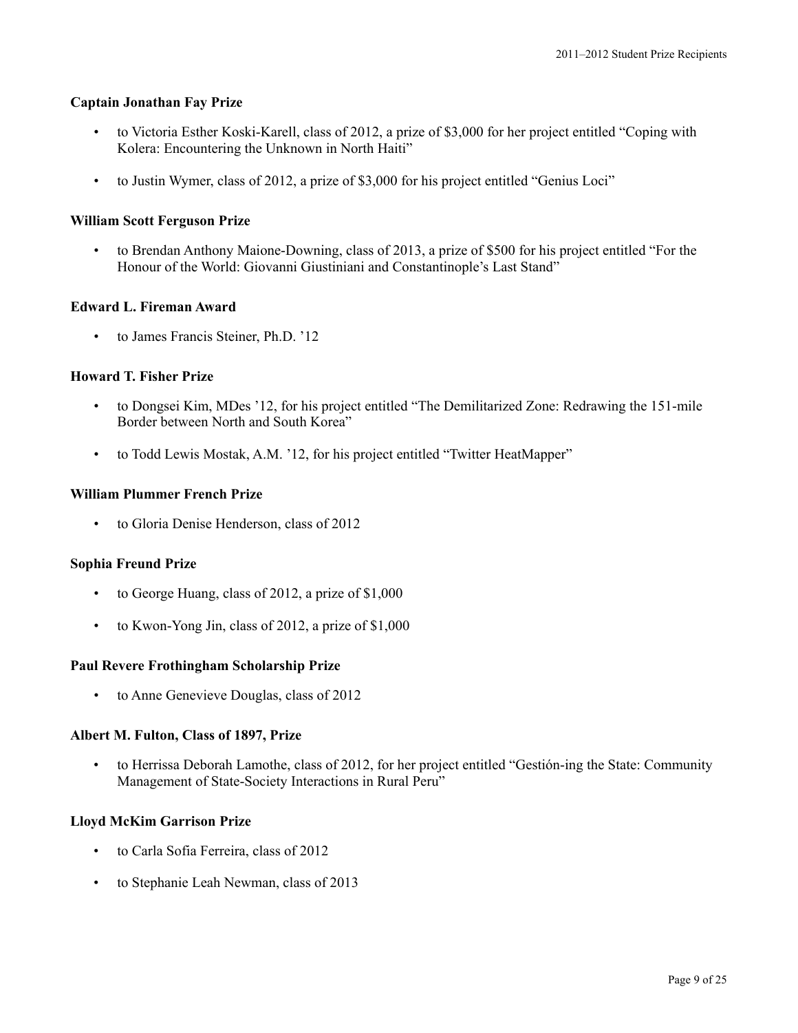### Captain Jonathan Fay Prize

- to Victoria Esther Koski-Karell, class of 2012, a prize of $3,000 for her project entitled "Coping with Kolera: Encountering the Unknown in North Haiti"
- to Justin Wymer, class of 2012, a prize of $3,000 for his project entitled "Genius Loci"

### William Scott Ferguson Prize

- to Brendan Anthony Maione-Downing, class of 2013, a prize of $500 for his project entitled "For the Honour of the World: Giovanni Giustiniani and Constantinople's Last Stand"

### Edward L. Fireman Award

- to James Francis Steiner, Ph.D. '12

### Howard T. Fisher Prize

- to Dongsei Kim, MDes '12, for his project entitled "The Demilitarized Zone: Redrawing the 151-mile Border between North and South Korea"
- to Todd Lewis Mostak, A.M. '12, for his project entitled "Twitter HeatMapper"

### William Plummer French Prize

- to Gloria Denise Henderson, class of 2012

### Sophia Freund Prize

- to George Huang, class of 2012, a prize of $1,000
- to Kwon-Yong Jin, class of 2012, a prize of $1,000

### Paul Revere Frothingham Scholarship Prize

- to Anne Genevieve Douglas, class of 2012

### Albert M. Fulton, Class of 1897, Prize

- to Herrissa Deborah Lamothe, class of 2012, for her project entitled "Gestión-ing the State: Community Management of State-Society Interactions in Rural Peru"

### Lloyd McKim Garrison Prize

- to Carla Sofia Ferreira, class of 2012
- to Stephanie Leah Newman, class of 2013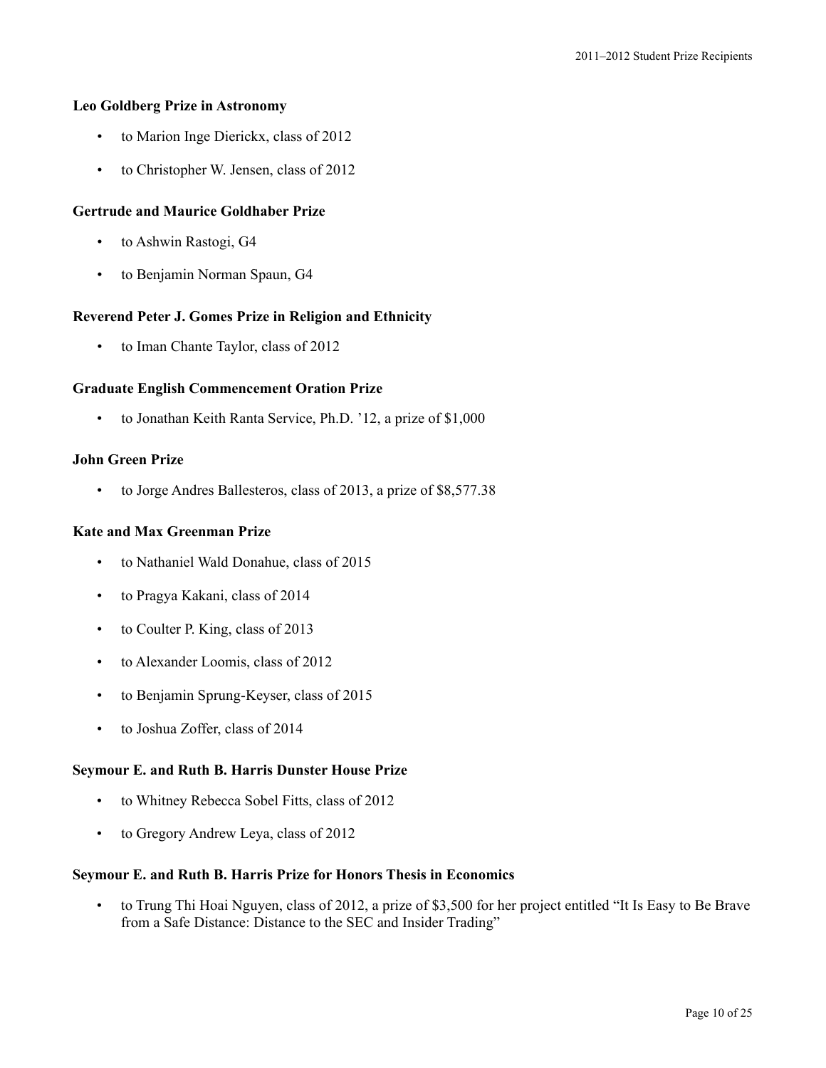**Leo Goldberg Prize in Astronomy**

- to Marion Inge Dierickx, class of 2012
- to Christopher W. Jensen, class of 2012

**Gertrude and Maurice Goldhaber Prize**

- to Ashwin Rastogi, G4
- to Benjamin Norman Spaun, G4

**Reverend Peter J. Gomes Prize in Religion and Ethnicity**

- to Iman Chante Taylor, class of 2012

**Graduate English Commencement Oration Prize**

- to Jonathan Keith Ranta Service, Ph.D. ’12, a prize of $1,000

**John Green Prize**

- to Jorge Andres Ballesteros, class of 2013, a prize of $8,577.38

**Kate and Max Greenman Prize**

- to Nathaniel Wald Donahue, class of 2015
- to Pragya Kakani, class of 2014
- to Coulter P. King, class of 2013
- to Alexander Loomis, class of 2012
- to Benjamin Sprung-Keyser, class of 2015
- to Joshua Zoffer, class of 2014

**Seymour E. and Ruth B. Harris Dunster House Prize**

- to Whitney Rebecca Sobel Fitts, class of 2012
- to Gregory Andrew Leya, class of 2012

**Seymour E. and Ruth B. Harris Prize for Honors Thesis in Economics**

- to Trung Thi Hoai Nguyen, class of 2012, a prize of $3,500 for her project entitled “It Is Easy to Be Brave from a Safe Distance: Distance to the SEC and Insider Trading”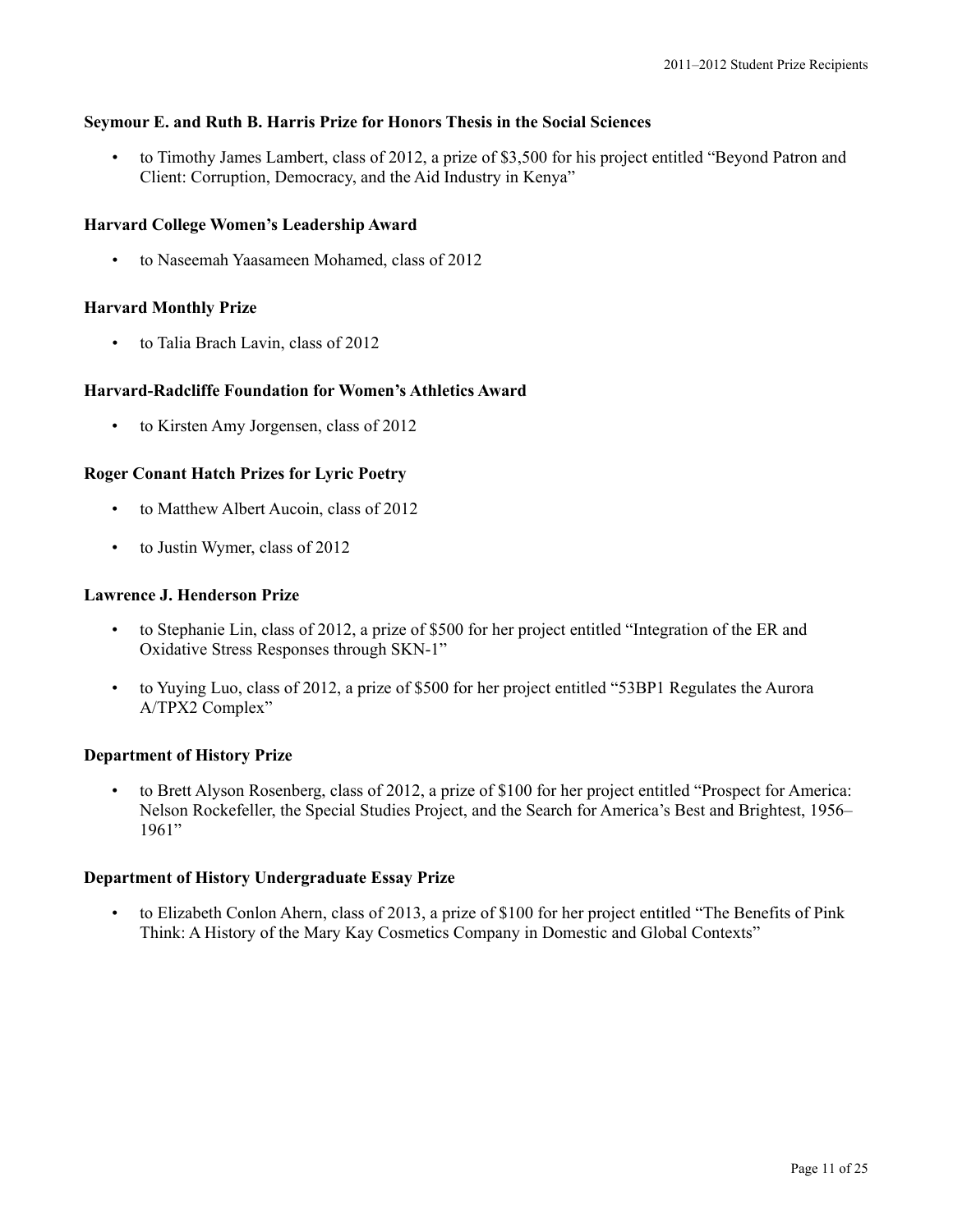**Seymour E. and Ruth B. Harris Prize for Honors Thesis in the Social Sciences**

- to Timothy James Lambert, class of 2012, a prize of $3,500 for his project entitled "Beyond Patron and Client: Corruption, Democracy, and the Aid Industry in Kenya"

**Harvard College Women's Leadership Award**

- to Naseemah Yaasameen Mohamed, class of 2012

**Harvard Monthly Prize**

- to Talia Brach Lavin, class of 2012

**Harvard-Radcliffe Foundation for Women's Athletics Award**

- to Kirsten Amy Jorgensen, class of 2012

**Roger Conant Hatch Prizes for Lyric Poetry**

- to Matthew Albert Aucoin, class of 2012
- to Justin Wymer, class of 2012

**Lawrence J. Henderson Prize**

- to Stephanie Lin, class of 2012, a prize of $500 for her project entitled "Integration of the ER and Oxidative Stress Responses through SKN-1"
- to Yuying Luo, class of 2012, a prize of $500 for her project entitled "53BP1 Regulates the Aurora A/TPX2 Complex"

**Department of History Prize**

- to Brett Alyson Rosenberg, class of 2012, a prize of $100 for her project entitled "Prospect for America: Nelson Rockefeller, the Special Studies Project, and the Search for America's Best and Brightest, 1956–1961"

**Department of History Undergraduate Essay Prize**

- to Elizabeth Conlon Ahern, class of 2013, a prize of $100 for her project entitled "The Benefits of Pink Think: A History of the Mary Kay Cosmetics Company in Domestic and Global Contexts"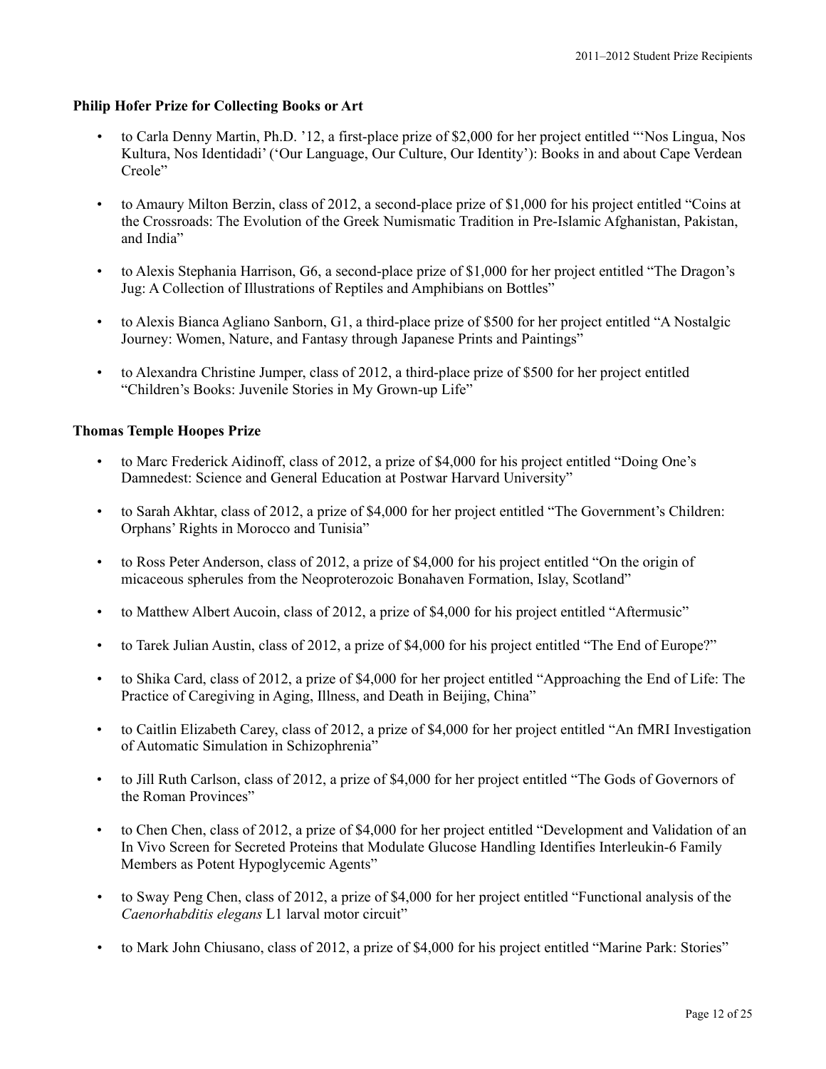**Philip Hofer Prize for Collecting Books or Art**

- to Carla Denny Martin, Ph.D. ’12, a first-place prize of $2,000 for her project entitled “‘Nos Lingua, Nos Kultura, Nos Identidadi’ (‘Our Language, Our Culture, Our Identity’): Books in and about Cape Verdean Creole”

- to Amaury Milton Berzin, class of 2012, a second-place prize of $1,000 for his project entitled “Coins at the Crossroads: The Evolution of the Greek Numismatic Tradition in Pre-Islamic Afghanistan, Pakistan, and India”

- to Alexis Stephania Harrison, G6, a second-place prize of $1,000 for her project entitled “The Dragon’s Jug: A Collection of Illustrations of Reptiles and Amphibians on Bottles”

- to Alexis Bianca Agliano Sanborn, G1, a third-place prize of $500 for her project entitled “A Nostalgic Journey: Women, Nature, and Fantasy through Japanese Prints and Paintings”

- to Alexandra Christine Jumper, class of 2012, a third-place prize of $500 for her project entitled “Children’s Books: Juvenile Stories in My Grown-up Life”

**Thomas Temple Hoopes Prize**

- to Marc Frederick Aidinoff, class of 2012, a prize of $4,000 for his project entitled “Doing One’s Damnedest: Science and General Education at Postwar Harvard University”

- to Sarah Akhtar, class of 2012, a prize of $4,000 for her project entitled “The Government’s Children: Orphans’ Rights in Morocco and Tunisia”

- to Ross Peter Anderson, class of 2012, a prize of $4,000 for his project entitled “On the origin of micaceous spherules from the Neoproterozoic Bonahaven Formation, Islay, Scotland”

- to Matthew Albert Aucoin, class of 2012, a prize of $4,000 for his project entitled “Aftermusic”

- to Tarek Julian Austin, class of 2012, a prize of $4,000 for his project entitled “The End of Europe?”

- to Shika Card, class of 2012, a prize of $4,000 for her project entitled “Approaching the End of Life: The Practice of Caregiving in Aging, Illness, and Death in Beijing, China”

- to Caitlin Elizabeth Carey, class of 2012, a prize of $4,000 for her project entitled “An fMRI Investigation of Automatic Simulation in Schizophrenia”

- to Jill Ruth Carlson, class of 2012, a prize of $4,000 for her project entitled “The Gods of Governors of the Roman Provinces”

- to Chen Chen, class of 2012, a prize of $4,000 for her project entitled “Development and Validation of an In Vivo Screen for Secreted Proteins that Modulate Glucose Handling Identifies Interleukin-6 Family Members as Potent Hypoglycemic Agents”

- to Sway Peng Chen, class of 2012, a prize of $4,000 for her project entitled “Functional analysis of the *Caenorhabditis elegans* L1 larval motor circuit”

- to Mark John Chiusano, class of 2012, a prize of $4,000 for his project entitled “Marine Park: Stories”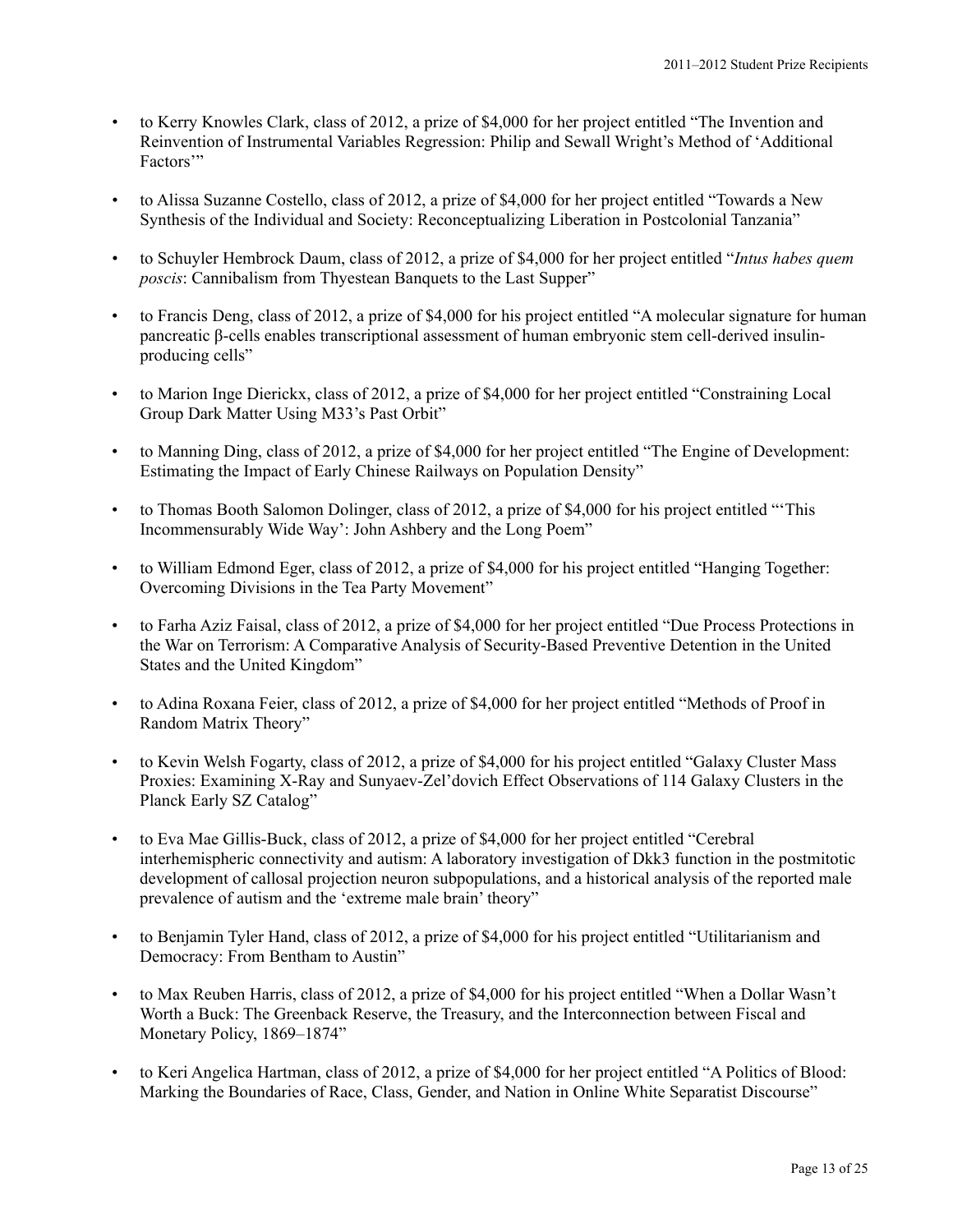- to Kerry Knowles Clark, class of 2012, a prize of $4,000 for her project entitled "The Invention and Reinvention of Instrumental Variables Regression: Philip and Sewall Wright's Method of 'Additional Factors'"

- to Alissa Suzanne Costello, class of 2012, a prize of $4,000 for her project entitled "Towards a New Synthesis of the Individual and Society: Reconceptualizing Liberation in Postcolonial Tanzania"

- to Schuyler Hembrock Daum, class of 2012, a prize of $4,000 for her project entitled "*Intus habes quem poscis*: Cannibalism from Thyestean Banquets to the Last Supper"

- to Francis Deng, class of 2012, a prize of $4,000 for his project entitled "A molecular signature for human pancreatic β-cells enables transcriptional assessment of human embryonic stem cell-derived insulin-producing cells"

- to Marion Inge Dierickx, class of 2012, a prize of $4,000 for her project entitled "Constraining Local Group Dark Matter Using M33's Past Orbit"

- to Manning Ding, class of 2012, a prize of $4,000 for her project entitled "The Engine of Development: Estimating the Impact of Early Chinese Railways on Population Density"

- to Thomas Booth Salomon Dolinger, class of 2012, a prize of $4,000 for his project entitled "'This Incommensurably Wide Way': John Ashbery and the Long Poem"

- to William Edmond Eger, class of 2012, a prize of $4,000 for his project entitled "Hanging Together: Overcoming Divisions in the Tea Party Movement"

- to Farha Aziz Faisal, class of 2012, a prize of $4,000 for her project entitled "Due Process Protections in the War on Terrorism: A Comparative Analysis of Security-Based Preventive Detention in the United States and the United Kingdom"

- to Adina Roxana Feier, class of 2012, a prize of $4,000 for her project entitled "Methods of Proof in Random Matrix Theory"

- to Kevin Welsh Fogarty, class of 2012, a prize of $4,000 for his project entitled "Galaxy Cluster Mass Proxies: Examining X-Ray and Sunyaev-Zel'dovich Effect Observations of 114 Galaxy Clusters in the Planck Early SZ Catalog"

- to Eva Mae Gillis-Buck, class of 2012, a prize of $4,000 for her project entitled "Cerebral interhemispheric connectivity and autism: A laboratory investigation of Dkk3 function in the postmitotic development of callosal projection neuron subpopulations, and a historical analysis of the reported male prevalence of autism and the 'extreme male brain' theory"

- to Benjamin Tyler Hand, class of 2012, a prize of $4,000 for his project entitled "Utilitarianism and Democracy: From Bentham to Austin"

- to Max Reuben Harris, class of 2012, a prize of $4,000 for his project entitled "When a Dollar Wasn't Worth a Buck: The Greenback Reserve, the Treasury, and the Interconnection between Fiscal and Monetary Policy, 1869–1874"

- to Keri Angelica Hartman, class of 2012, a prize of $4,000 for her project entitled "A Politics of Blood: Marking the Boundaries of Race, Class, Gender, and Nation in Online White Separatist Discourse"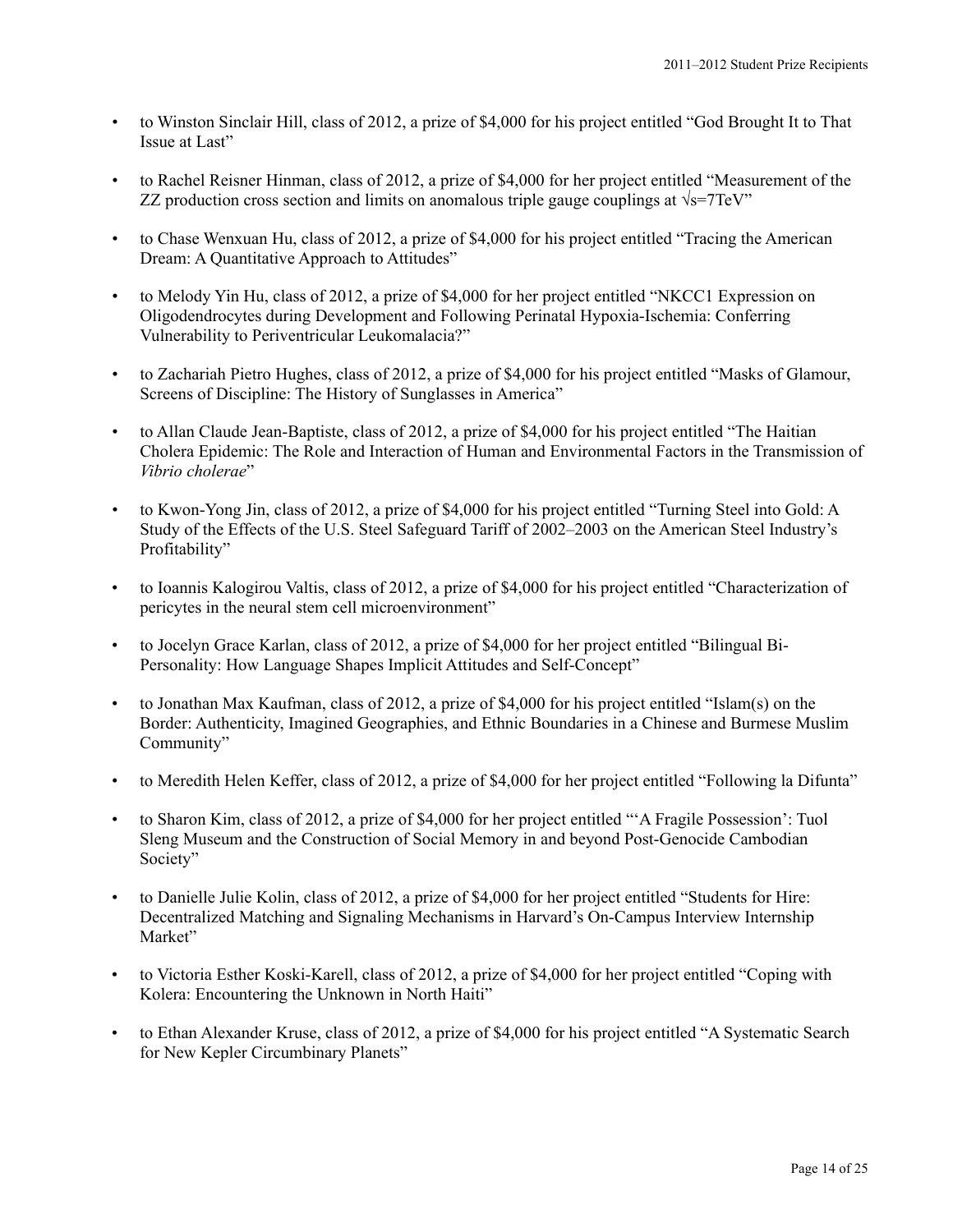- to Winston Sinclair Hill, class of 2012, a prize of $4,000 for his project entitled "God Brought It to That Issue at Last"

- to Rachel Reisner Hinman, class of 2012, a prize of $4,000 for her project entitled "Measurement of the ZZ production cross section and limits on anomalous triple gauge couplings at $\sqrt{s}$=7TeV"

- to Chase Wenxuan Hu, class of 2012, a prize of $4,000 for his project entitled "Tracing the American Dream: A Quantitative Approach to Attitudes"

- to Melody Yin Hu, class of 2012, a prize of $4,000 for her project entitled "NKCC1 Expression on Oligodendrocytes during Development and Following Perinatal Hypoxia-Ischemia: Conferring Vulnerability to Periventricular Leukomalacia?"

- to Zachariah Pietro Hughes, class of 2012, a prize of $4,000 for his project entitled "Masks of Glamour, Screens of Discipline: The History of Sunglasses in America"

- to Allan Claude Jean-Baptiste, class of 2012, a prize of $4,000 for his project entitled "The Haitian Cholera Epidemic: The Role and Interaction of Human and Environmental Factors in the Transmission of *Vibrio cholerae*"

- to Kwon-Yong Jin, class of 2012, a prize of $4,000 for his project entitled "Turning Steel into Gold: A Study of the Effects of the U.S. Steel Safeguard Tariff of 2002–2003 on the American Steel Industry's Profitability"

- to Ioannis Kalogirou Valtis, class of 2012, a prize of $4,000 for his project entitled "Characterization of pericytes in the neural stem cell microenvironment"

- to Jocelyn Grace Karlan, class of 2012, a prize of $4,000 for her project entitled "Bilingual Bi-Personality: How Language Shapes Implicit Attitudes and Self-Concept"

- to Jonathan Max Kaufman, class of 2012, a prize of $4,000 for his project entitled "Islam(s) on the Border: Authenticity, Imagined Geographies, and Ethnic Boundaries in a Chinese and Burmese Muslim Community"

- to Meredith Helen Keffer, class of 2012, a prize of $4,000 for her project entitled "Following la Difunta"

- to Sharon Kim, class of 2012, a prize of $4,000 for her project entitled "'A Fragile Possession': Tuol Sleng Museum and the Construction of Social Memory in and beyond Post-Genocide Cambodian Society"

- to Danielle Julie Kolin, class of 2012, a prize of $4,000 for her project entitled "Students for Hire: Decentralized Matching and Signaling Mechanisms in Harvard's On-Campus Interview Internship Market"

- to Victoria Esther Koski-Karell, class of 2012, a prize of $4,000 for her project entitled "Coping with Kolera: Encountering the Unknown in North Haiti"

- to Ethan Alexander Kruse, class of 2012, a prize of $4,000 for his project entitled "A Systematic Search for New Kepler Circumbinary Planets"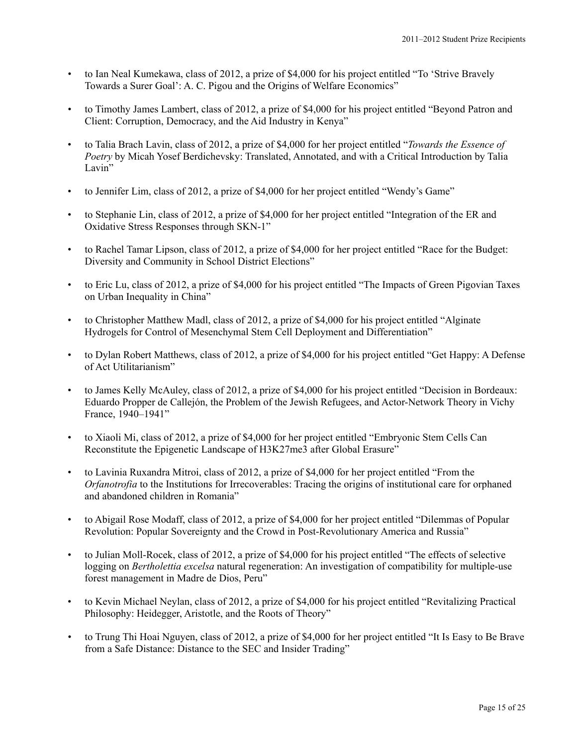- to Ian Neal Kumekawa, class of 2012, a prize of $4,000 for his project entitled "To 'Strive Bravely Towards a Surer Goal': A. C. Pigou and the Origins of Welfare Economics"

- to Timothy James Lambert, class of 2012, a prize of $4,000 for his project entitled "Beyond Patron and Client: Corruption, Democracy, and the Aid Industry in Kenya"

- to Talia Brach Lavin, class of 2012, a prize of $4,000 for her project entitled "*Towards the Essence of Poetry* by Micah Yosef Berdichevsky: Translated, Annotated, and with a Critical Introduction by Talia Lavin"

- to Jennifer Lim, class of 2012, a prize of $4,000 for her project entitled "Wendy's Game"

- to Stephanie Lin, class of 2012, a prize of $4,000 for her project entitled "Integration of the ER and Oxidative Stress Responses through SKN-1"

- to Rachel Tamar Lipson, class of 2012, a prize of $4,000 for her project entitled "Race for the Budget: Diversity and Community in School District Elections"

- to Eric Lu, class of 2012, a prize of $4,000 for his project entitled "The Impacts of Green Pigovian Taxes on Urban Inequality in China"

- to Christopher Matthew Madl, class of 2012, a prize of $4,000 for his project entitled "Alginate Hydrogels for Control of Mesenchymal Stem Cell Deployment and Differentiation"

- to Dylan Robert Matthews, class of 2012, a prize of $4,000 for his project entitled "Get Happy: A Defense of Act Utilitarianism"

- to James Kelly McAuley, class of 2012, a prize of $4,000 for his project entitled "Decision in Bordeaux: Eduardo Propper de Callejón, the Problem of the Jewish Refugees, and Actor-Network Theory in Vichy France, 1940–1941"

- to Xiaoli Mi, class of 2012, a prize of $4,000 for her project entitled "Embryonic Stem Cells Can Reconstitute the Epigenetic Landscape of H3K27me3 after Global Erasure"

- to Lavinia Ruxandra Mitroi, class of 2012, a prize of $4,000 for her project entitled "From the *Orfanotrofia* to the Institutions for Irrecoverables: Tracing the origins of institutional care for orphaned and abandoned children in Romania"

- to Abigail Rose Modaff, class of 2012, a prize of $4,000 for her project entitled "Dilemmas of Popular Revolution: Popular Sovereignty and the Crowd in Post-Revolutionary America and Russia"

- to Julian Moll-Rocek, class of 2012, a prize of $4,000 for his project entitled "The effects of selective logging on *Bertholettia excelsa* natural regeneration: An investigation of compatibility for multiple-use forest management in Madre de Dios, Peru"

- to Kevin Michael Neylan, class of 2012, a prize of $4,000 for his project entitled "Revitalizing Practical Philosophy: Heidegger, Aristotle, and the Roots of Theory"

- to Trung Thi Hoai Nguyen, class of 2012, a prize of $4,000 for her project entitled "It Is Easy to Be Brave from a Safe Distance: Distance to the SEC and Insider Trading"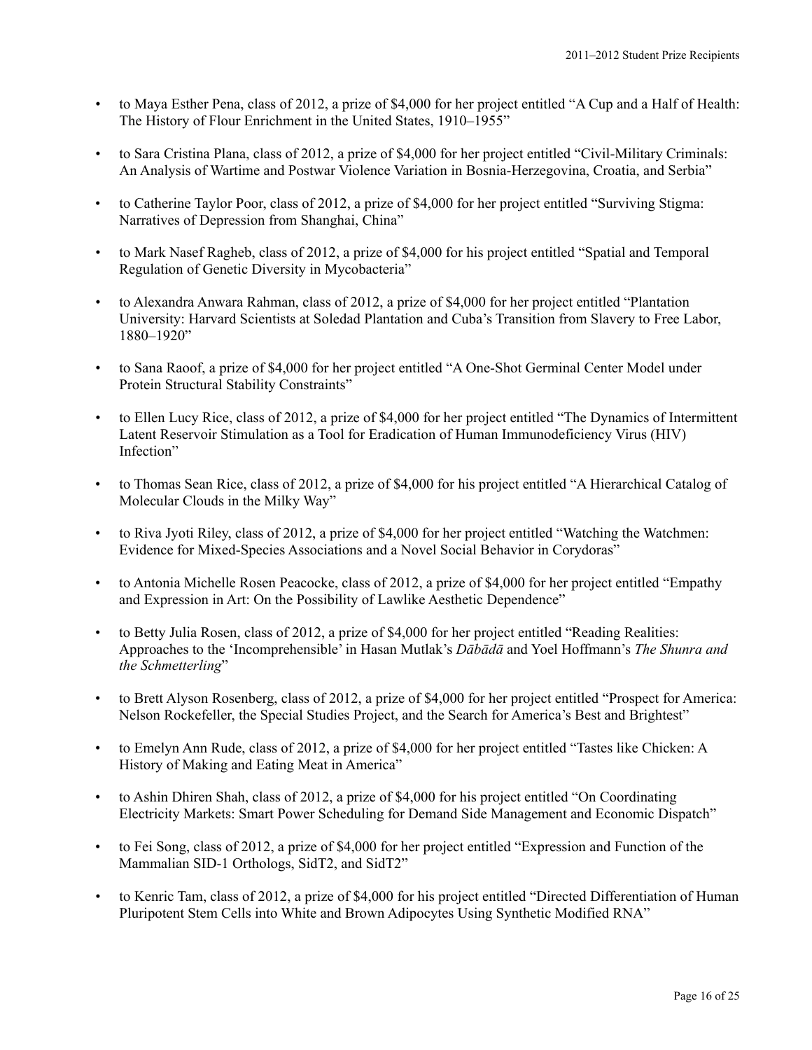- to Maya Esther Pena, class of 2012, a prize of $4,000 for her project entitled "A Cup and a Half of Health: The History of Flour Enrichment in the United States, 1910–1955"

- to Sara Cristina Plana, class of 2012, a prize of $4,000 for her project entitled "Civil-Military Criminals: An Analysis of Wartime and Postwar Violence Variation in Bosnia-Herzegovina, Croatia, and Serbia"

- to Catherine Taylor Poor, class of 2012, a prize of $4,000 for her project entitled "Surviving Stigma: Narratives of Depression from Shanghai, China"

- to Mark Nasef Ragheb, class of 2012, a prize of $4,000 for his project entitled "Spatial and Temporal Regulation of Genetic Diversity in Mycobacteria"

- to Alexandra Anwara Rahman, class of 2012, a prize of $4,000 for her project entitled "Plantation University: Harvard Scientists at Soledad Plantation and Cuba's Transition from Slavery to Free Labor, 1880–1920"

- to Sana Raoof, a prize of $4,000 for her project entitled "A One-Shot Germinal Center Model under Protein Structural Stability Constraints"

- to Ellen Lucy Rice, class of 2012, a prize of $4,000 for her project entitled "The Dynamics of Intermittent Latent Reservoir Stimulation as a Tool for Eradication of Human Immunodeficiency Virus (HIV) Infection"

- to Thomas Sean Rice, class of 2012, a prize of $4,000 for his project entitled "A Hierarchical Catalog of Molecular Clouds in the Milky Way"

- to Riva Jyoti Riley, class of 2012, a prize of $4,000 for her project entitled "Watching the Watchmen: Evidence for Mixed-Species Associations and a Novel Social Behavior in Corydoras"

- to Antonia Michelle Rosen Peacocke, class of 2012, a prize of $4,000 for her project entitled "Empathy and Expression in Art: On the Possibility of Lawlike Aesthetic Dependence"

- to Betty Julia Rosen, class of 2012, a prize of $4,000 for her project entitled "Reading Realities: Approaches to the 'Incomprehensible' in Hasan Mutlak's *Dābādā* and Yoel Hoffmann's *The Shunra and the Schmetterling*"

- to Brett Alyson Rosenberg, class of 2012, a prize of $4,000 for her project entitled "Prospect for America: Nelson Rockefeller, the Special Studies Project, and the Search for America's Best and Brightest"

- to Emelyn Ann Rude, class of 2012, a prize of $4,000 for her project entitled "Tastes like Chicken: A History of Making and Eating Meat in America"

- to Ashin Dhiren Shah, class of 2012, a prize of $4,000 for his project entitled "On Coordinating Electricity Markets: Smart Power Scheduling for Demand Side Management and Economic Dispatch"

- to Fei Song, class of 2012, a prize of $4,000 for her project entitled "Expression and Function of the Mammalian SID-1 Orthologs, SidT2, and SidT2"

- to Kenric Tam, class of 2012, a prize of $4,000 for his project entitled "Directed Differentiation of Human Pluripotent Stem Cells into White and Brown Adipocytes Using Synthetic Modified RNA"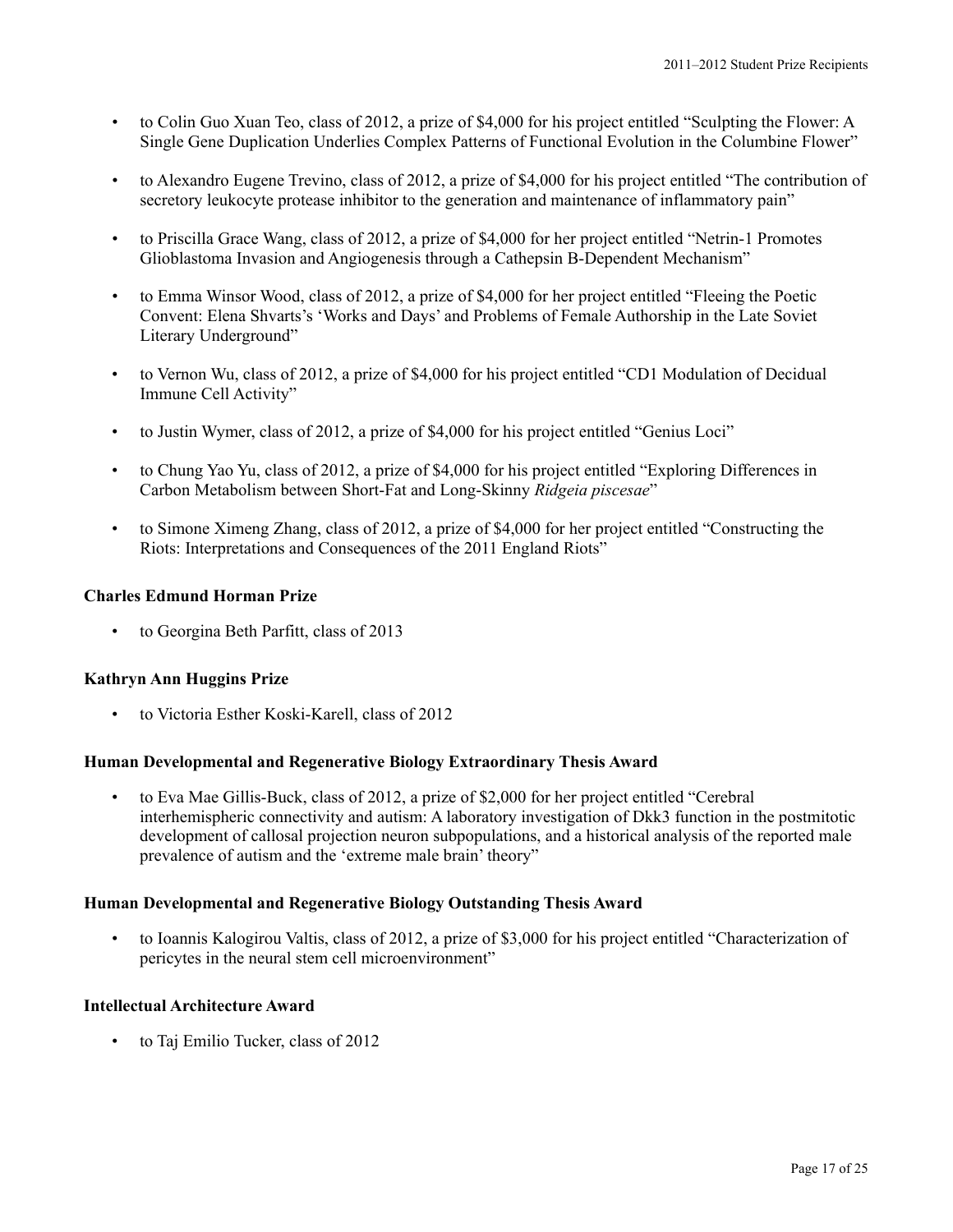- to Colin Guo Xuan Teo, class of 2012, a prize of $4,000 for his project entitled “Sculpting the Flower: A Single Gene Duplication Underlies Complex Patterns of Functional Evolution in the Columbine Flower”
- to Alexandro Eugene Trevino, class of 2012, a prize of $4,000 for his project entitled “The contribution of secretory leukocyte protease inhibitor to the generation and maintenance of inflammatory pain”
- to Priscilla Grace Wang, class of 2012, a prize of $4,000 for her project entitled “Netrin-1 Promotes Glioblastoma Invasion and Angiogenesis through a Cathepsin B-Dependent Mechanism”
- to Emma Winsor Wood, class of 2012, a prize of $4,000 for her project entitled “Fleeing the Poetic Convent: Elena Shvarts’s ‘Works and Days’ and Problems of Female Authorship in the Late Soviet Literary Underground”
- to Vernon Wu, class of 2012, a prize of $4,000 for his project entitled “CD1 Modulation of Decidual Immune Cell Activity”
- to Justin Wymer, class of 2012, a prize of $4,000 for his project entitled “Genius Loci”
- to Chung Yao Yu, class of 2012, a prize of $4,000 for his project entitled “Exploring Differences in Carbon Metabolism between Short-Fat and Long-Skinny *Ridgeia piscesae*”
- to Simone Ximeng Zhang, class of 2012, a prize of $4,000 for her project entitled “Constructing the Riots: Interpretations and Consequences of the 2011 England Riots”

**Charles Edmund Horman Prize**

- to Georgina Beth Parfitt, class of 2013

**Kathryn Ann Huggins Prize**

- to Victoria Esther Koski-Karell, class of 2012

**Human Developmental and Regenerative Biology Extraordinary Thesis Award**

- to Eva Mae Gillis-Buck, class of 2012, a prize of $2,000 for her project entitled “Cerebral interhemispheric connectivity and autism: A laboratory investigation of Dkk3 function in the postmitotic development of callosal projection neuron subpopulations, and a historical analysis of the reported male prevalence of autism and the ‘extreme male brain’ theory”

**Human Developmental and Regenerative Biology Outstanding Thesis Award**

- to Ioannis Kalogirou Valtis, class of 2012, a prize of $3,000 for his project entitled “Characterization of pericytes in the neural stem cell microenvironment”

**Intellectual Architecture Award**

- to Taj Emilio Tucker, class of 2012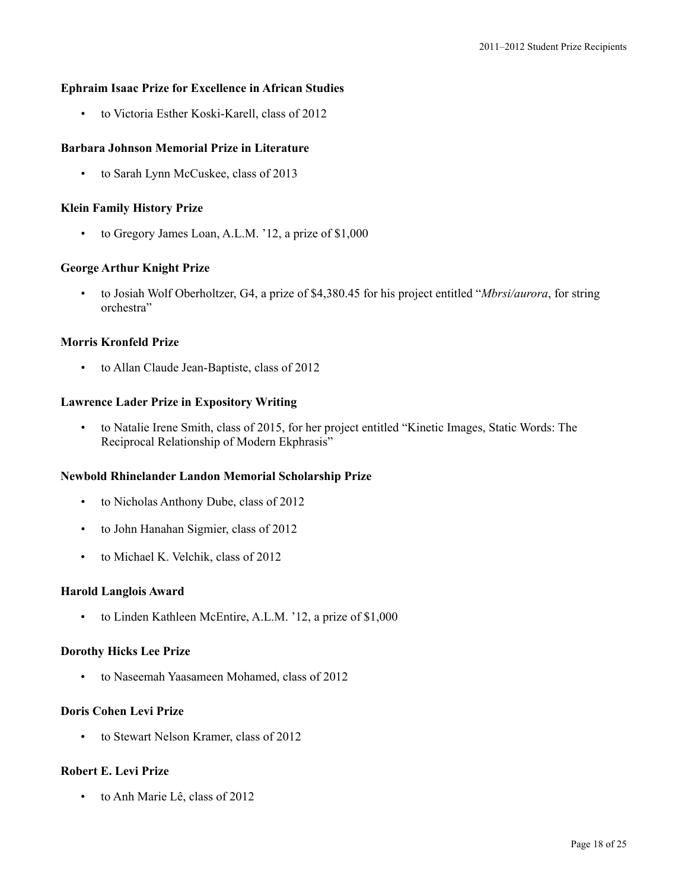### Ephraim Isaac Prize for Excellence in African Studies

- to Victoria Esther Koski-Karell, class of 2012

### Barbara Johnson Memorial Prize in Literature

- to Sarah Lynn McCuskee, class of 2013

### Klein Family History Prize

- to Gregory James Loan, A.L.M. ’12, a prize of $1,000

### George Arthur Knight Prize

- to Josiah Wolf Oberholtzer, G4, a prize of $4,380.45 for his project entitled “*Mbrsi/aurora*, for string orchestra”

### Morris Kronfeld Prize

- to Allan Claude Jean-Baptiste, class of 2012

### Lawrence Lader Prize in Expository Writing

- to Natalie Irene Smith, class of 2015, for her project entitled “Kinetic Images, Static Words: The Reciprocal Relationship of Modern Ekphrasis”

### Newbold Rhinelander Landon Memorial Scholarship Prize

- to Nicholas Anthony Dube, class of 2012
- to John Hanahan Sigmier, class of 2012
- to Michael K. Velchik, class of 2012

### Harold Langlois Award

- to Linden Kathleen McEntire, A.L.M. ’12, a prize of $1,000

### Dorothy Hicks Lee Prize

- to Naseemah Yaasameen Mohamed, class of 2012

### Doris Cohen Levi Prize

- to Stewart Nelson Kramer, class of 2012

### Robert E. Levi Prize

- to Anh Marie Lê, class of 2012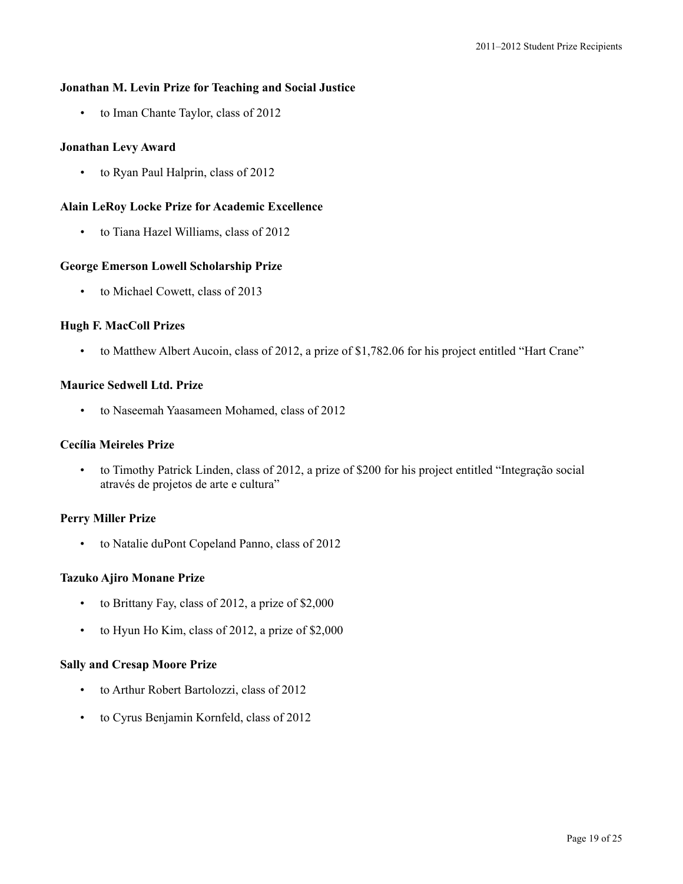**Jonathan M. Levin Prize for Teaching and Social Justice**

- to Iman Chante Taylor, class of 2012

**Jonathan Levy Award**

- to Ryan Paul Halprin, class of 2012

**Alain LeRoy Locke Prize for Academic Excellence**

- to Tiana Hazel Williams, class of 2012

**George Emerson Lowell Scholarship Prize**

- to Michael Cowett, class of 2013

**Hugh F. MacColl Prizes**

- to Matthew Albert Aucoin, class of 2012, a prize of $1,782.06 for his project entitled "Hart Crane"

**Maurice Sedwell Ltd. Prize**

- to Naseemah Yaasameen Mohamed, class of 2012

**Cecília Meireles Prize**

- to Timothy Patrick Linden, class of 2012, a prize of $200 for his project entitled "Integração social através de projetos de arte e cultura"

**Perry Miller Prize**

- to Natalie duPont Copeland Panno, class of 2012

**Tazuko Ajiro Monane Prize**

- to Brittany Fay, class of 2012, a prize of $2,000
- to Hyun Ho Kim, class of 2012, a prize of $2,000

**Sally and Cresap Moore Prize**

- to Arthur Robert Bartolozzi, class of 2012
- to Cyrus Benjamin Kornfeld, class of 2012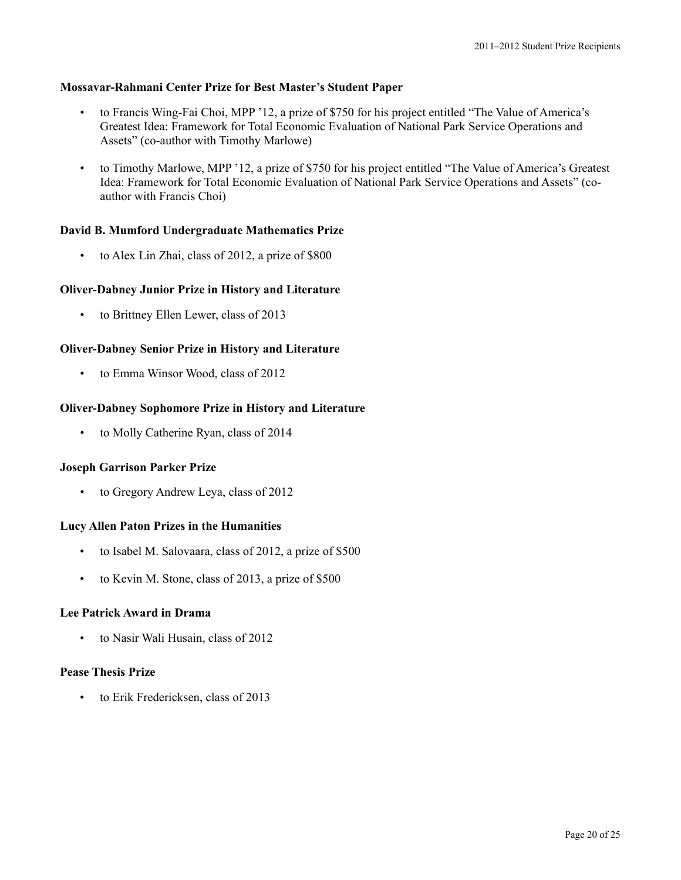**Mossavar-Rahmani Center Prize for Best Master's Student Paper**

- to Francis Wing-Fai Choi, MPP '12, a prize of $750 for his project entitled "The Value of America's Greatest Idea: Framework for Total Economic Evaluation of National Park Service Operations and Assets" (co-author with Timothy Marlowe)
- to Timothy Marlowe, MPP '12, a prize of $750 for his project entitled "The Value of America's Greatest Idea: Framework for Total Economic Evaluation of National Park Service Operations and Assets" (co-author with Francis Choi)

**David B. Mumford Undergraduate Mathematics Prize**

- to Alex Lin Zhai, class of 2012, a prize of $800

**Oliver-Dabney Junior Prize in History and Literature**

- to Brittney Ellen Lewer, class of 2013

**Oliver-Dabney Senior Prize in History and Literature**

- to Emma Winsor Wood, class of 2012

**Oliver-Dabney Sophomore Prize in History and Literature**

- to Molly Catherine Ryan, class of 2014

**Joseph Garrison Parker Prize**

- to Gregory Andrew Leya, class of 2012

**Lucy Allen Paton Prizes in the Humanities**

- to Isabel M. Salovaara, class of 2012, a prize of $500
- to Kevin M. Stone, class of 2013, a prize of $500

**Lee Patrick Award in Drama**

- to Nasir Wali Husain, class of 2012

**Pease Thesis Prize**

- to Erik Fredericksen, class of 2013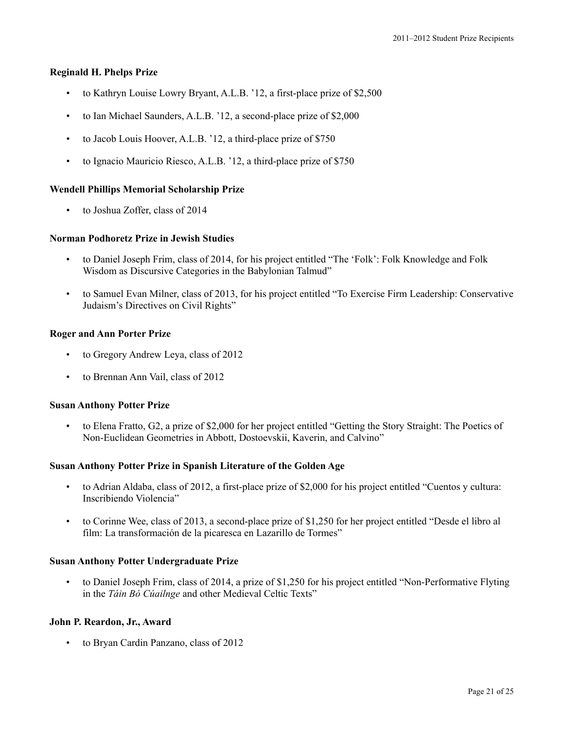**Reginald H. Phelps Prize**

- to Kathryn Louise Lowry Bryant, A.L.B. '12, a first-place prize of $2,500
- to Ian Michael Saunders, A.L.B. '12, a second-place prize of $2,000
- to Jacob Louis Hoover, A.L.B. '12, a third-place prize of $750
- to Ignacio Mauricio Riesco, A.L.B. '12, a third-place prize of $750

**Wendell Phillips Memorial Scholarship Prize**

- to Joshua Zoffer, class of 2014

**Norman Podhoretz Prize in Jewish Studies**

- to Daniel Joseph Frim, class of 2014, for his project entitled "The 'Folk': Folk Knowledge and Folk Wisdom as Discursive Categories in the Babylonian Talmud"
- to Samuel Evan Milner, class of 2013, for his project entitled "To Exercise Firm Leadership: Conservative Judaism's Directives on Civil Rights"

**Roger and Ann Porter Prize**

- to Gregory Andrew Leya, class of 2012
- to Brennan Ann Vail, class of 2012

**Susan Anthony Potter Prize**

- to Elena Fratto, G2, a prize of $2,000 for her project entitled "Getting the Story Straight: The Poetics of Non-Euclidean Geometries in Abbott, Dostoevskii, Kaverin, and Calvino"

**Susan Anthony Potter Prize in Spanish Literature of the Golden Age**

- to Adrian Aldaba, class of 2012, a first-place prize of $2,000 for his project entitled "Cuentos y cultura: Inscribiendo Violencia"
- to Corinne Wee, class of 2013, a second-place prize of $1,250 for her project entitled "Desde el libro al film: La transformación de la picaresca en Lazarillo de Tormes"

**Susan Anthony Potter Undergraduate Prize**

- to Daniel Joseph Frim, class of 2014, a prize of $1,250 for his project entitled "Non-Performative Flyting in the *Táin Bó Cúailnge* and other Medieval Celtic Texts"

**John P. Reardon, Jr., Award**

- to Bryan Cardin Panzano, class of 2012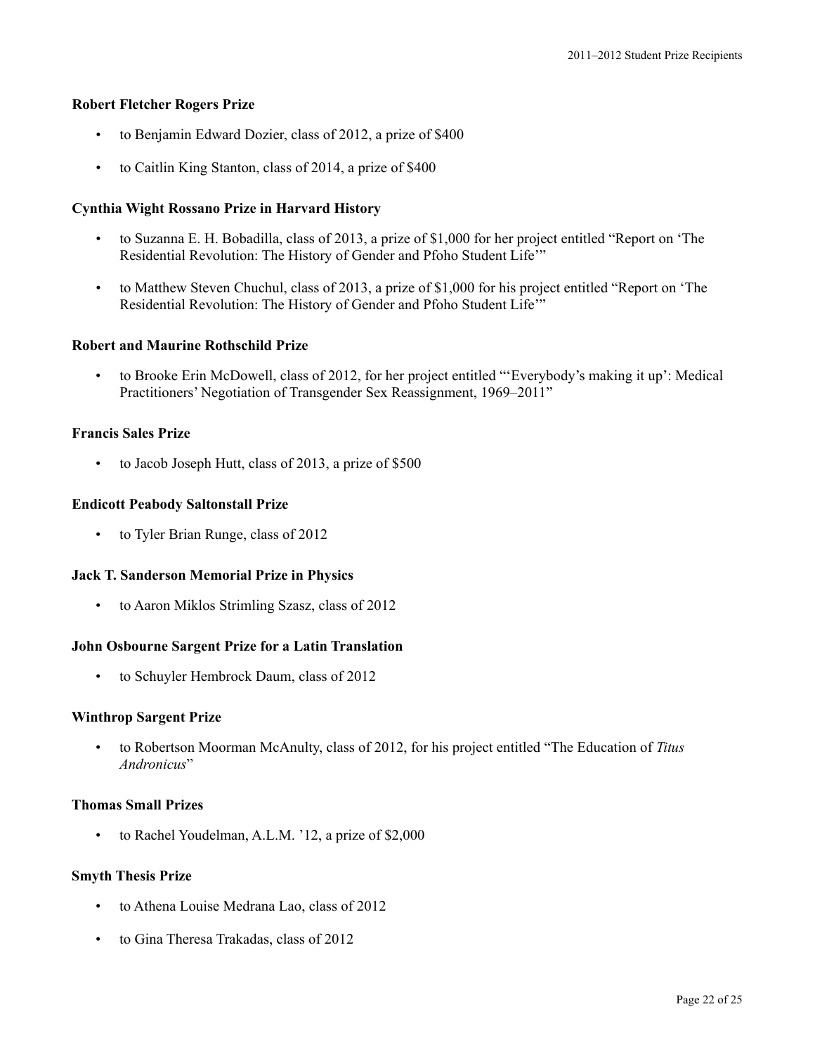### Robert Fletcher Rogers Prize

- to Benjamin Edward Dozier, class of 2012, a prize of $400
- to Caitlin King Stanton, class of 2014, a prize of $400

### Cynthia Wight Rossano Prize in Harvard History

- to Suzanna E. H. Bobadilla, class of 2013, a prize of $1,000 for her project entitled "Report on 'The Residential Revolution: The History of Gender and Pfoho Student Life'"
- to Matthew Steven Chuchul, class of 2013, a prize of $1,000 for his project entitled "Report on 'The Residential Revolution: The History of Gender and Pfoho Student Life'"

### Robert and Maurine Rothschild Prize

- to Brooke Erin McDowell, class of 2012, for her project entitled "'Everybody's making it up': Medical Practitioners' Negotiation of Transgender Sex Reassignment, 1969–2011"

### Francis Sales Prize

- to Jacob Joseph Hutt, class of 2013, a prize of $500

### Endicott Peabody Saltonstall Prize

- to Tyler Brian Runge, class of 2012

### Jack T. Sanderson Memorial Prize in Physics

- to Aaron Miklos Strimling Szasz, class of 2012

### John Osbourne Sargent Prize for a Latin Translation

- to Schuyler Hembrock Daum, class of 2012

### Winthrop Sargent Prize

- to Robertson Moorman McAnulty, class of 2012, for his project entitled "The Education of *Titus Andronicus*"

### Thomas Small Prizes

- to Rachel Youdelman, A.L.M. '12, a prize of $2,000

### Smyth Thesis Prize

- to Athena Louise Medrana Lao, class of 2012
- to Gina Theresa Trakadas, class of 2012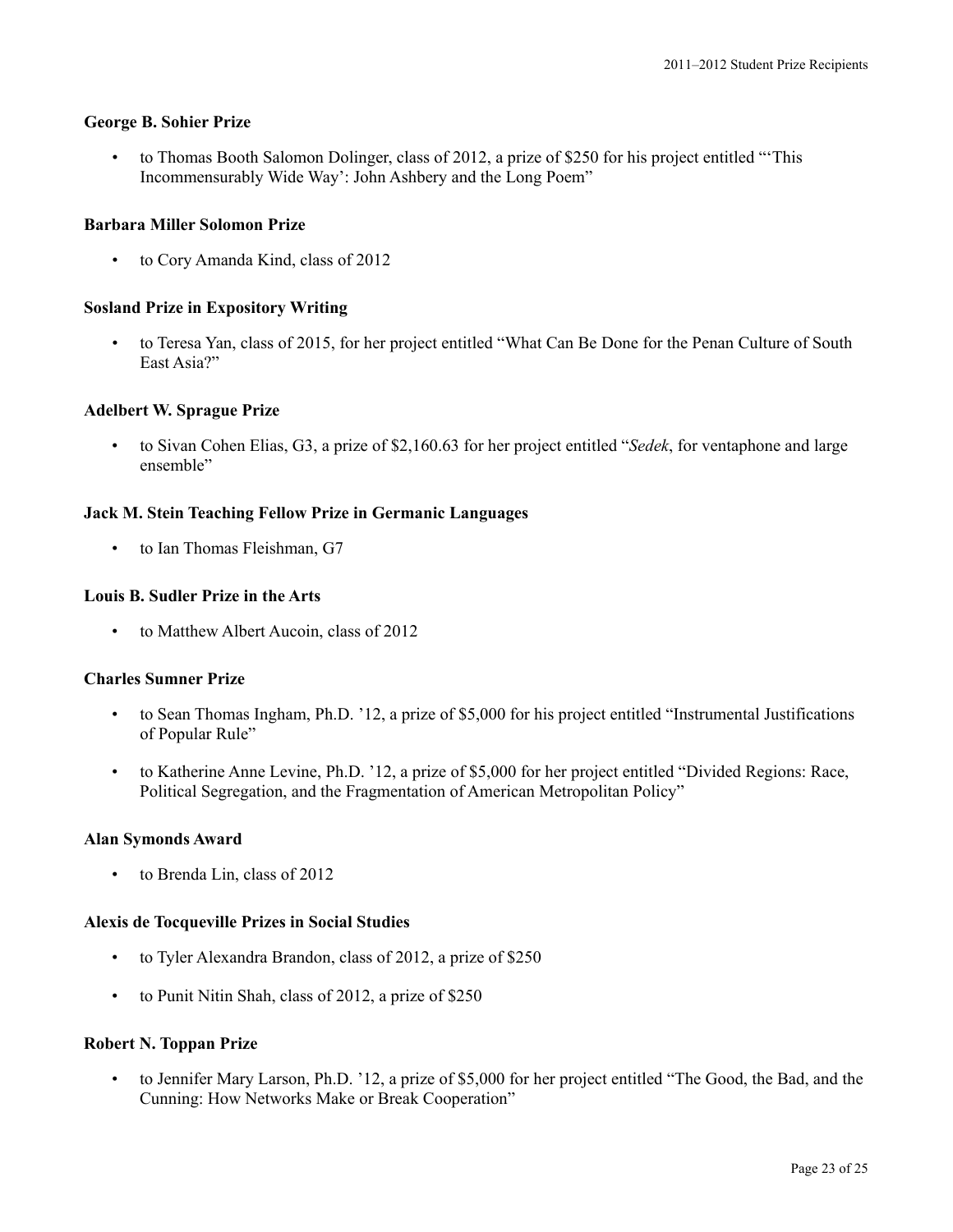**George B. Sohier Prize**

- to Thomas Booth Salomon Dolinger, class of 2012, a prize of $250 for his project entitled "'This Incommensurably Wide Way': John Ashbery and the Long Poem"

**Barbara Miller Solomon Prize**

- to Cory Amanda Kind, class of 2012

**Sosland Prize in Expository Writing**

- to Teresa Yan, class of 2015, for her project entitled "What Can Be Done for the Penan Culture of South East Asia?"

**Adelbert W. Sprague Prize**

- to Sivan Cohen Elias, G3, a prize of $2,160.63 for her project entitled "*Sedek*, for ventaphone and large ensemble"

**Jack M. Stein Teaching Fellow Prize in Germanic Languages**

- to Ian Thomas Fleishman, G7

**Louis B. Sudler Prize in the Arts**

- to Matthew Albert Aucoin, class of 2012

**Charles Sumner Prize**

- to Sean Thomas Ingham, Ph.D. '12, a prize of $5,000 for his project entitled "Instrumental Justifications of Popular Rule"
- to Katherine Anne Levine, Ph.D. '12, a prize of $5,000 for her project entitled "Divided Regions: Race, Political Segregation, and the Fragmentation of American Metropolitan Policy"

**Alan Symonds Award**

- to Brenda Lin, class of 2012

**Alexis de Tocqueville Prizes in Social Studies**

- to Tyler Alexandra Brandon, class of 2012, a prize of $250
- to Punit Nitin Shah, class of 2012, a prize of $250

**Robert N. Toppan Prize**

- to Jennifer Mary Larson, Ph.D. '12, a prize of $5,000 for her project entitled "The Good, the Bad, and the Cunning: How Networks Make or Break Cooperation"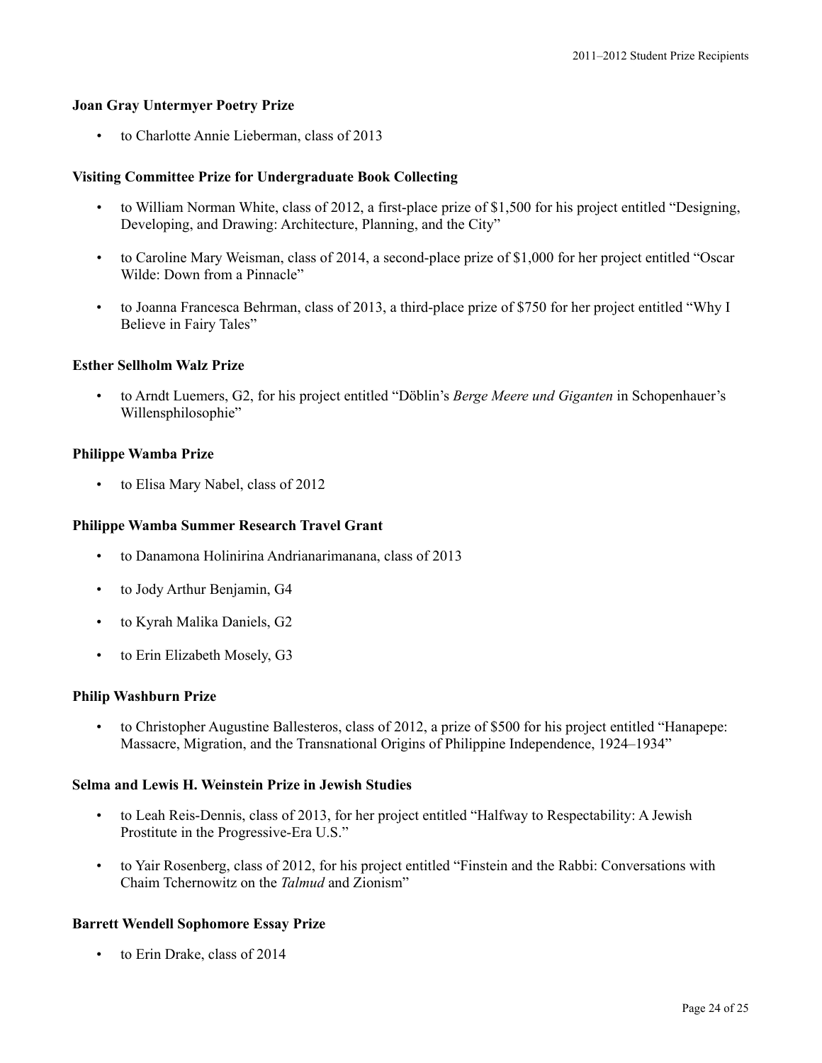**Joan Gray Untermyer Poetry Prize**

- to Charlotte Annie Lieberman, class of 2013

**Visiting Committee Prize for Undergraduate Book Collecting**

- to William Norman White, class of 2012, a first-place prize of $1,500 for his project entitled "Designing, Developing, and Drawing: Architecture, Planning, and the City"
- to Caroline Mary Weisman, class of 2014, a second-place prize of $1,000 for her project entitled "Oscar Wilde: Down from a Pinnacle"
- to Joanna Francesca Behrman, class of 2013, a third-place prize of $750 for her project entitled "Why I Believe in Fairy Tales"

**Esther Sellholm Walz Prize**

- to Arndt Luemers, G2, for his project entitled "Döblin's *Berge Meere und Giganten* in Schopenhauer's Willensphilosophie"

**Philippe Wamba Prize**

- to Elisa Mary Nabel, class of 2012

**Philippe Wamba Summer Research Travel Grant**

- to Danamona Holinirina Andrianarimanana, class of 2013
- to Jody Arthur Benjamin, G4
- to Kyrah Malika Daniels, G2
- to Erin Elizabeth Mosely, G3

**Philip Washburn Prize**

- to Christopher Augustine Ballesteros, class of 2012, a prize of $500 for his project entitled "Hanapepe: Massacre, Migration, and the Transnational Origins of Philippine Independence, 1924–1934"

**Selma and Lewis H. Weinstein Prize in Jewish Studies**

- to Leah Reis-Dennis, class of 2013, for her project entitled "Halfway to Respectability: A Jewish Prostitute in the Progressive-Era U.S."
- to Yair Rosenberg, class of 2012, for his project entitled "Finstein and the Rabbi: Conversations with Chaim Tchernowitz on the *Talmud* and Zionism"

**Barrett Wendell Sophomore Essay Prize**

- to Erin Drake, class of 2014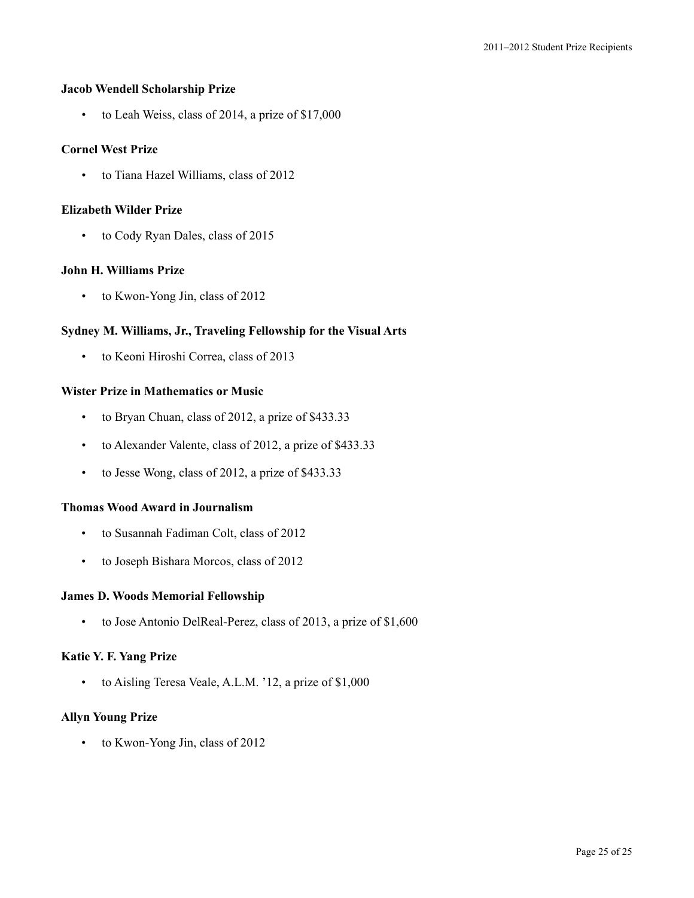**Jacob Wendell Scholarship Prize**

- to Leah Weiss, class of 2014, a prize of $17,000

**Cornel West Prize**

- to Tiana Hazel Williams, class of 2012

**Elizabeth Wilder Prize**

- to Cody Ryan Dales, class of 2015

**John H. Williams Prize**

- to Kwon-Yong Jin, class of 2012

**Sydney M. Williams, Jr., Traveling Fellowship for the Visual Arts**

- to Keoni Hiroshi Correa, class of 2013

**Wister Prize in Mathematics or Music**

- to Bryan Chuan, class of 2012, a prize of $433.33
- to Alexander Valente, class of 2012, a prize of $433.33
- to Jesse Wong, class of 2012, a prize of $433.33

**Thomas Wood Award in Journalism**

- to Susannah Fadiman Colt, class of 2012
- to Joseph Bishara Morcos, class of 2012

**James D. Woods Memorial Fellowship**

- to Jose Antonio DelReal-Perez, class of 2013, a prize of $1,600

**Katie Y. F. Yang Prize**

- to Aisling Teresa Veale, A.L.M. ’12, a prize of $1,000

**Allyn Young Prize**

- to Kwon-Yong Jin, class of 2012